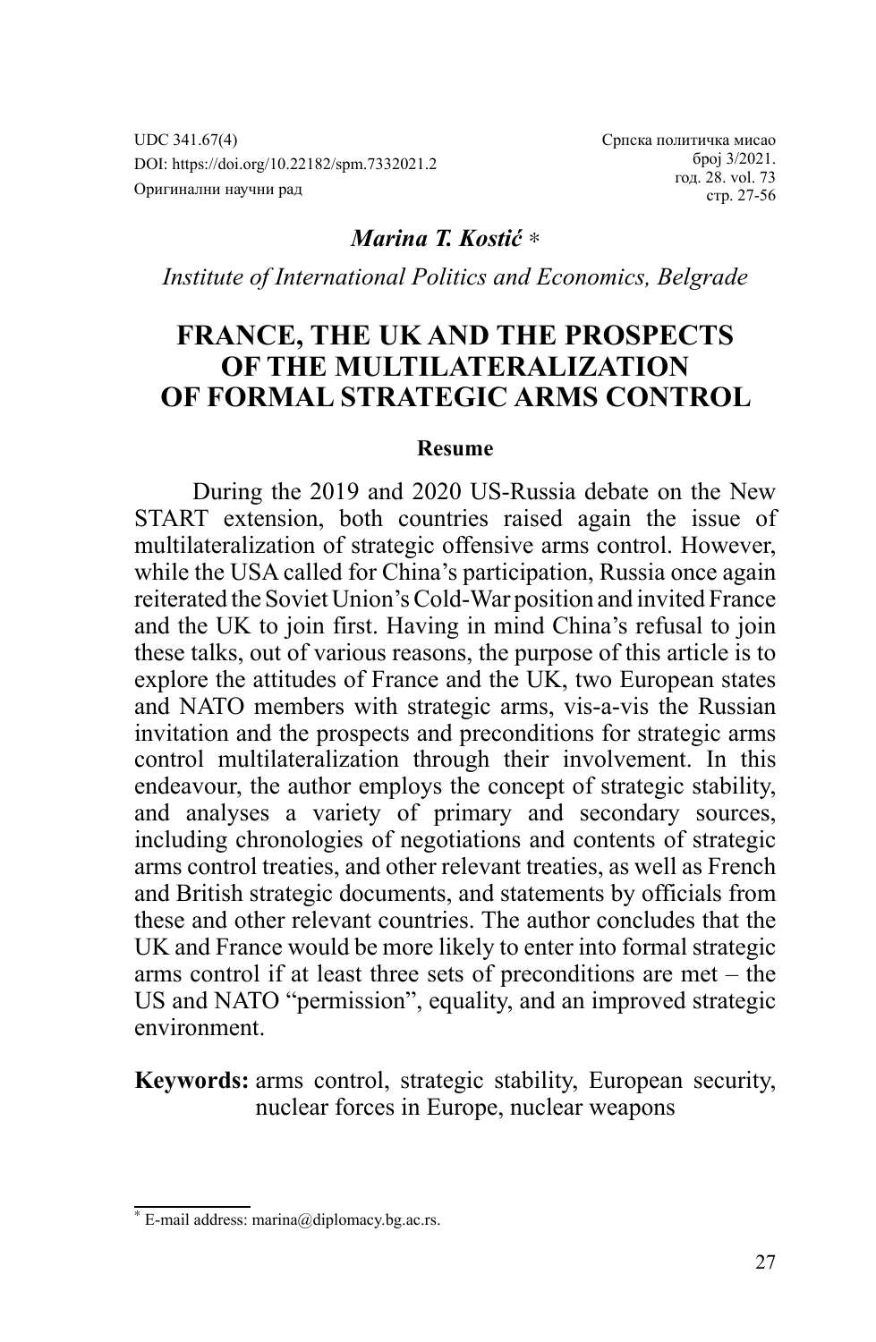UDC 341.67(4)
DOI: https://doi.org/10.22182/spm.7332021.2
Оригинални научни рад

*Marina T. Kostić* *

*Institute of International Politics and Economics, Belgrade*

# FRANCE, THE UK AND THE PROSPECTS OF THE MULTILATERALIZATION OF FORMAL STRATEGIC ARMS CONTROL

**Resume**

During the 2019 and 2020 US-Russia debate on the New START extension, both countries raised again the issue of multilateralization of strategic offensive arms control. However, while the USA called for China's participation, Russia once again reiterated the Soviet Union's Cold-War position and invited France and the UK to join first. Having in mind China's refusal to join these talks, out of various reasons, the purpose of this article is to explore the attitudes of France and the UK, two European states and NATO members with strategic arms, vis-a-vis the Russian invitation and the prospects and preconditions for strategic arms control multilateralization through their involvement. In this endeavour, the author employs the concept of strategic stability, and analyses a variety of primary and secondary sources, including chronologies of negotiations and contents of strategic arms control treaties, and other relevant treaties, as well as French and British strategic documents, and statements by officials from these and other relevant countries. The author concludes that the UK and France would be more likely to enter into formal strategic arms control if at least three sets of preconditions are met – the US and NATO "permission", equality, and an improved strategic environment.

**Keywords:** arms control, strategic stability, European security, nuclear forces in Europe, nuclear weapons

---

* E-mail address: marina@diplomacy.bg.ac.rs.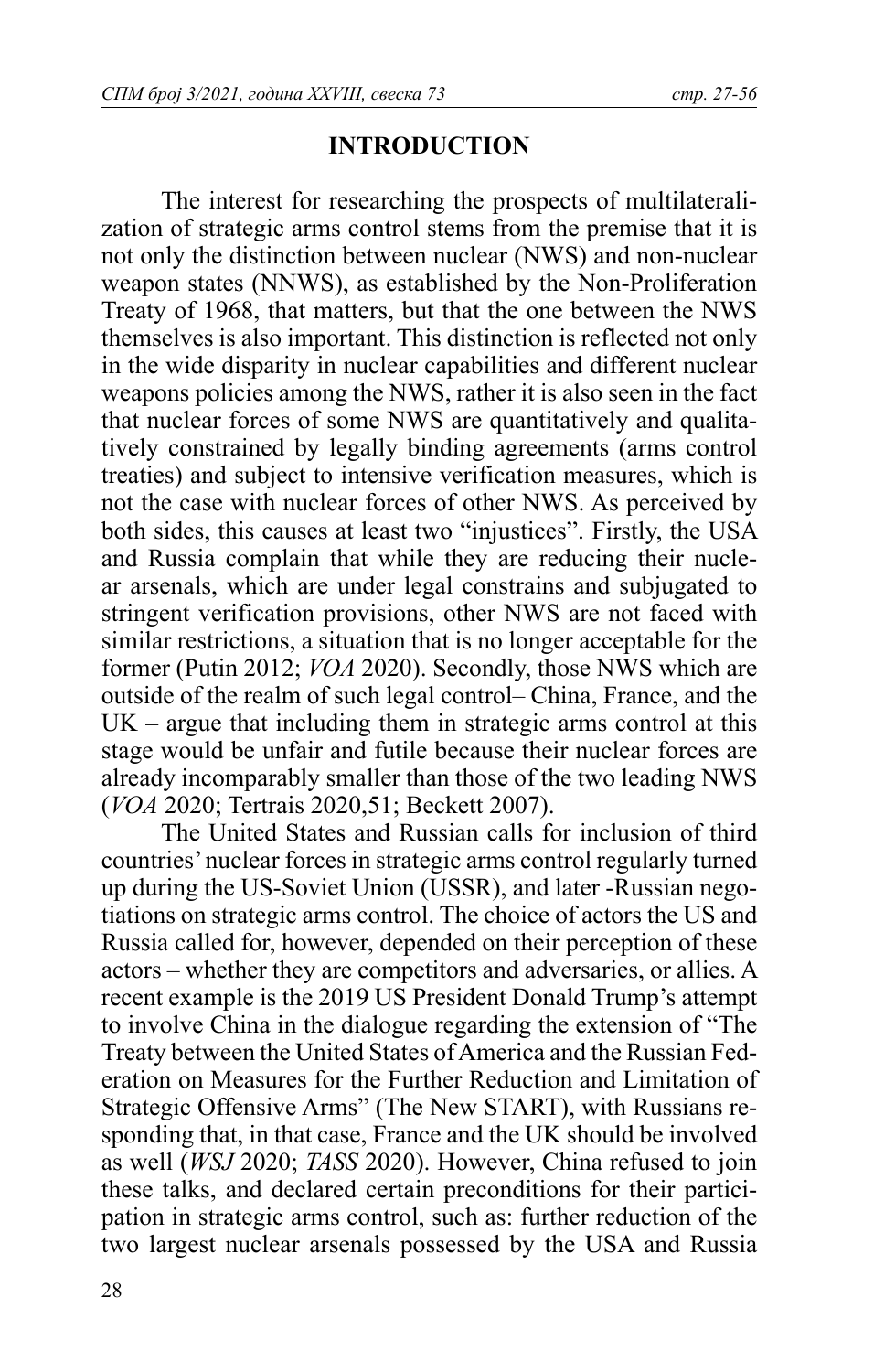## INTRODUCTION

The interest for researching the prospects of multilateralization of strategic arms control stems from the premise that it is not only the distinction between nuclear (NWS) and non-nuclear weapon states (NNWS), as established by the Non-Proliferation Treaty of 1968, that matters, but that the one between the NWS themselves is also important. This distinction is reflected not only in the wide disparity in nuclear capabilities and different nuclear weapons policies among the NWS, rather it is also seen in the fact that nuclear forces of some NWS are quantitatively and qualitatively constrained by legally binding agreements (arms control treaties) and subject to intensive verification measures, which is not the case with nuclear forces of other NWS. As perceived by both sides, this causes at least two "injustices". Firstly, the USA and Russia complain that while they are reducing their nuclear arsenals, which are under legal constrains and subjugated to stringent verification provisions, other NWS are not faced with similar restrictions, a situation that is no longer acceptable for the former (Putin 2012; *VOA* 2020). Secondly, those NWS which are outside of the realm of such legal control– China, France, and the UK – argue that including them in strategic arms control at this stage would be unfair and futile because their nuclear forces are already incomparably smaller than those of the two leading NWS (*VOA* 2020; Tertrais 2020,51; Beckett 2007).

The United States and Russian calls for inclusion of third countries' nuclear forces in strategic arms control regularly turned up during the US-Soviet Union (USSR), and later -Russian negotiations on strategic arms control. The choice of actors the US and Russia called for, however, depended on their perception of these actors – whether they are competitors and adversaries, or allies. A recent example is the 2019 US President Donald Trump's attempt to involve China in the dialogue regarding the extension of "The Treaty between the United States of America and the Russian Federation on Measures for the Further Reduction and Limitation of Strategic Offensive Arms" (The New START), with Russians responding that, in that case, France and the UK should be involved as well (*WSJ* 2020; *TASS* 2020). However, China refused to join these talks, and declared certain preconditions for their participation in strategic arms control, such as: further reduction of the two largest nuclear arsenals possessed by the USA and Russia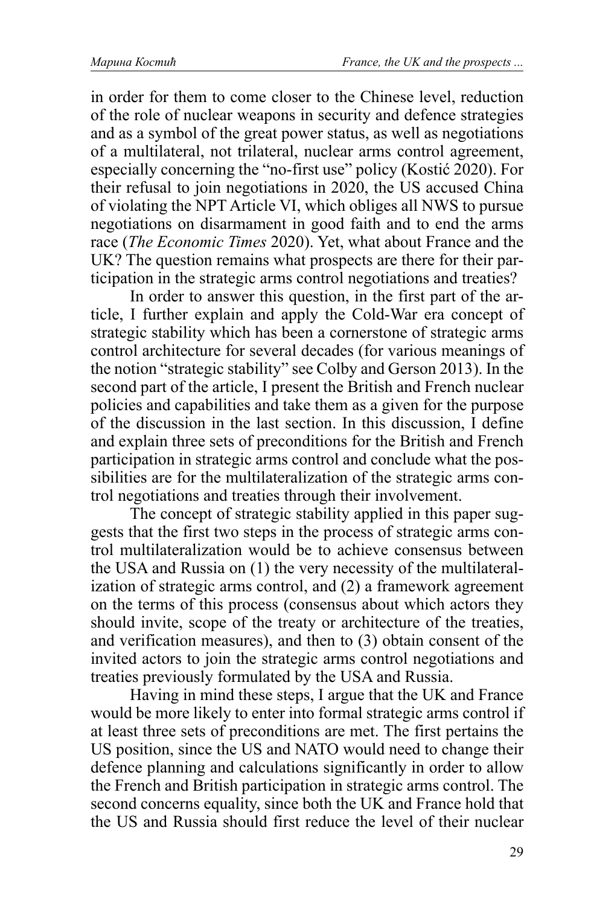in order for them to come closer to the Chinese level, reduction of the role of nuclear weapons in security and defence strategies and as a symbol of the great power status, as well as negotiations of a multilateral, not trilateral, nuclear arms control agreement, especially concerning the "no-first use" policy (Kostić 2020). For their refusal to join negotiations in 2020, the US accused China of violating the NPT Article VI, which obliges all NWS to pursue negotiations on disarmament in good faith and to end the arms race (*The Economic Times* 2020). Yet, what about France and the UK? The question remains what prospects are there for their participation in the strategic arms control negotiations and treaties?

In order to answer this question, in the first part of the article, I further explain and apply the Cold-War era concept of strategic stability which has been a cornerstone of strategic arms control architecture for several decades (for various meanings of the notion "strategic stability" see Colby and Gerson 2013). In the second part of the article, I present the British and French nuclear policies and capabilities and take them as a given for the purpose of the discussion in the last section. In this discussion, I define and explain three sets of preconditions for the British and French participation in strategic arms control and conclude what the possibilities are for the multilateralization of the strategic arms control negotiations and treaties through their involvement.

The concept of strategic stability applied in this paper suggests that the first two steps in the process of strategic arms control multilateralization would be to achieve consensus between the USA and Russia on (1) the very necessity of the multilateralization of strategic arms control, and (2) a framework agreement on the terms of this process (consensus about which actors they should invite, scope of the treaty or architecture of the treaties, and verification measures), and then to (3) obtain consent of the invited actors to join the strategic arms control negotiations and treaties previously formulated by the USA and Russia.

Having in mind these steps, I argue that the UK and France would be more likely to enter into formal strategic arms control if at least three sets of preconditions are met. The first pertains the US position, since the US and NATO would need to change their defence planning and calculations significantly in order to allow the French and British participation in strategic arms control. The second concerns equality, since both the UK and France hold that the US and Russia should first reduce the level of their nuclear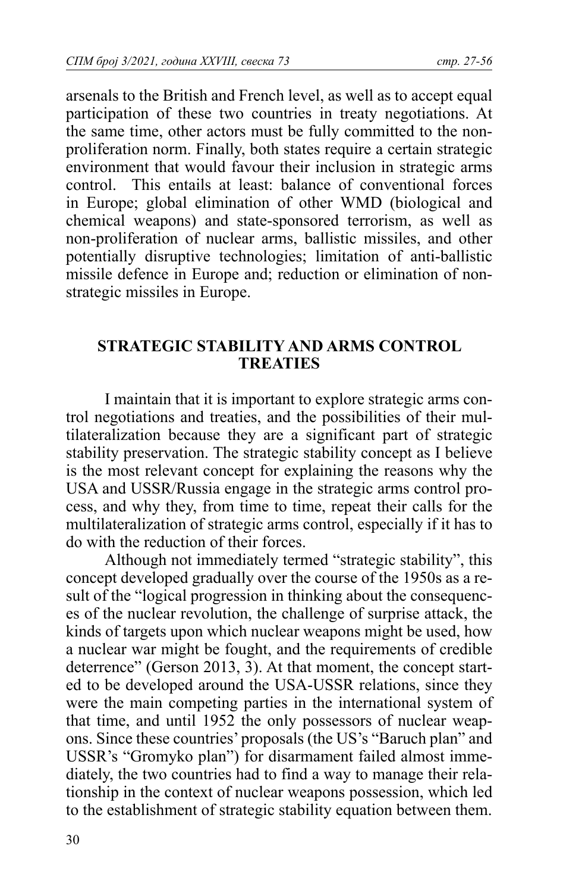arsenals to the British and French level, as well as to accept equal participation of these two countries in treaty negotiations. At the same time, other actors must be fully committed to the non-proliferation norm. Finally, both states require a certain strategic environment that would favour their inclusion in strategic arms control. This entails at least: balance of conventional forces in Europe; global elimination of other WMD (biological and chemical weapons) and state-sponsored terrorism, as well as non-proliferation of nuclear arms, ballistic missiles, and other potentially disruptive technologies; limitation of anti-ballistic missile defence in Europe and; reduction or elimination of non-strategic missiles in Europe.

## STRATEGIC STABILITY AND ARMS CONTROL TREATIES

I maintain that it is important to explore strategic arms control negotiations and treaties, and the possibilities of their multilateralization because they are a significant part of strategic stability preservation. The strategic stability concept as I believe is the most relevant concept for explaining the reasons why the USA and USSR/Russia engage in the strategic arms control process, and why they, from time to time, repeat their calls for the multilateralization of strategic arms control, especially if it has to do with the reduction of their forces.

Although not immediately termed "strategic stability", this concept developed gradually over the course of the 1950s as a result of the "logical progression in thinking about the consequences of the nuclear revolution, the challenge of surprise attack, the kinds of targets upon which nuclear weapons might be used, how a nuclear war might be fought, and the requirements of credible deterrence" (Gerson 2013, 3). At that moment, the concept started to be developed around the USA-USSR relations, since they were the main competing parties in the international system of that time, and until 1952 the only possessors of nuclear weapons. Since these countries' proposals (the US's "Baruch plan" and USSR's "Gromyko plan") for disarmament failed almost immediately, the two countries had to find a way to manage their relationship in the context of nuclear weapons possession, which led to the establishment of strategic stability equation between them.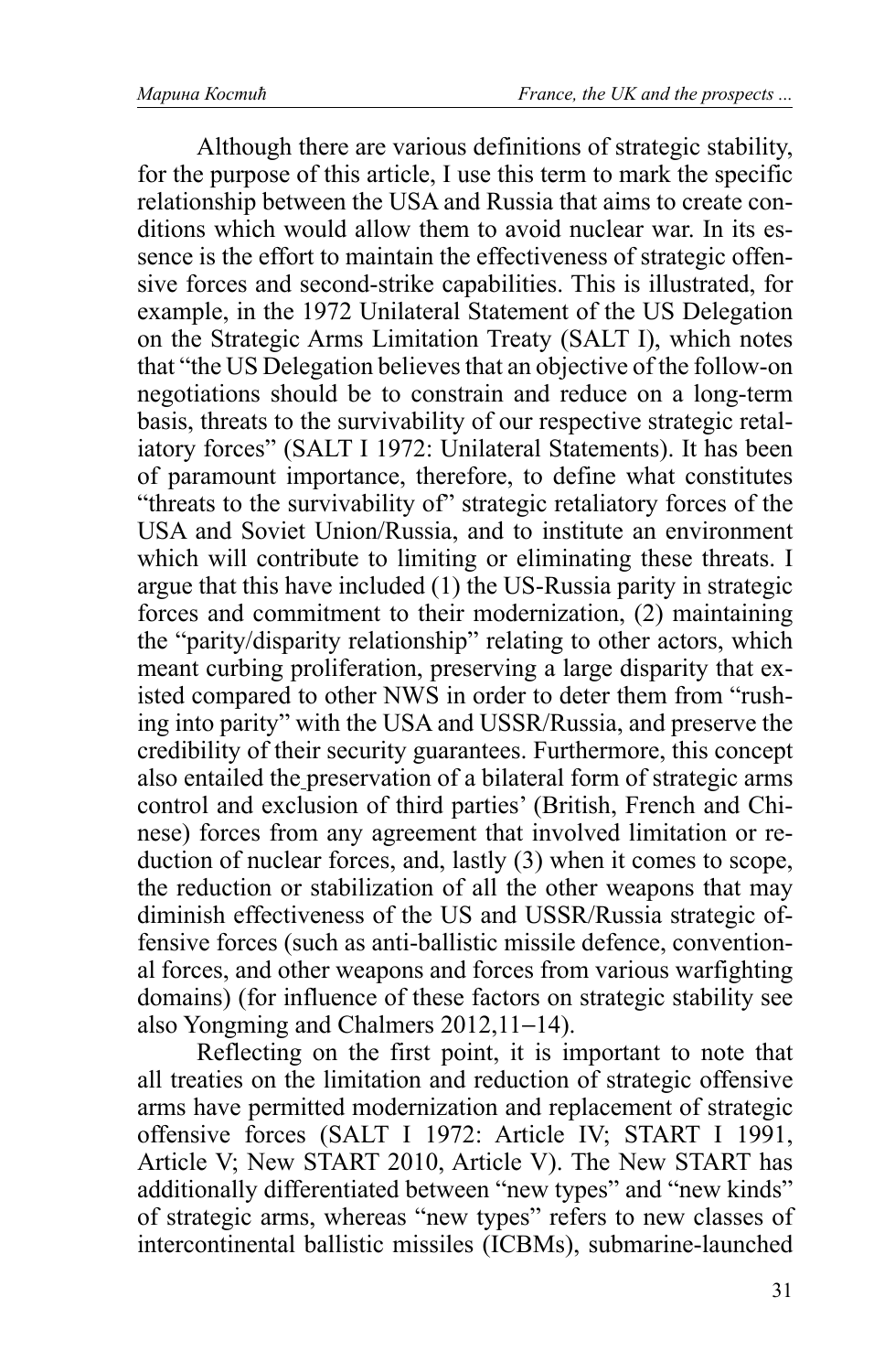Although there are various definitions of strategic stability, for the purpose of this article, I use this term to mark the specific relationship between the USA and Russia that aims to create conditions which would allow them to avoid nuclear war. In its essence is the effort to maintain the effectiveness of strategic offensive forces and second-strike capabilities. This is illustrated, for example, in the 1972 Unilateral Statement of the US Delegation on the Strategic Arms Limitation Treaty (SALT I), which notes that "the US Delegation believes that an objective of the follow-on negotiations should be to constrain and reduce on a long-term basis, threats to the survivability of our respective strategic retaliatory forces" (SALT I 1972: Unilateral Statements). It has been of paramount importance, therefore, to define what constitutes "threats to the survivability of" strategic retaliatory forces of the USA and Soviet Union/Russia, and to institute an environment which will contribute to limiting or eliminating these threats. I argue that this have included (1) the US-Russia parity in strategic forces and commitment to their modernization, (2) maintaining the "parity/disparity relationship" relating to other actors, which meant curbing proliferation, preserving a large disparity that existed compared to other NWS in order to deter them from "rushing into parity" with the USA and USSR/Russia, and preserve the credibility of their security guarantees. Furthermore, this concept also entailed the preservation of a bilateral form of strategic arms control and exclusion of third parties' (British, French and Chinese) forces from any agreement that involved limitation or reduction of nuclear forces, and, lastly (3) when it comes to scope, the reduction or stabilization of all the other weapons that may diminish effectiveness of the US and USSR/Russia strategic offensive forces (such as anti-ballistic missile defence, conventional forces, and other weapons and forces from various warfighting domains) (for influence of these factors on strategic stability see also Yongming and Chalmers 2012,11–14).

Reflecting on the first point, it is important to note that all treaties on the limitation and reduction of strategic offensive arms have permitted modernization and replacement of strategic offensive forces (SALT I 1972: Article IV; START I 1991, Article V; New START 2010, Article V). The New START has additionally differentiated between "new types" and "new kinds" of strategic arms, whereas "new types" refers to new classes of intercontinental ballistic missiles (ICBMs), submarine-launched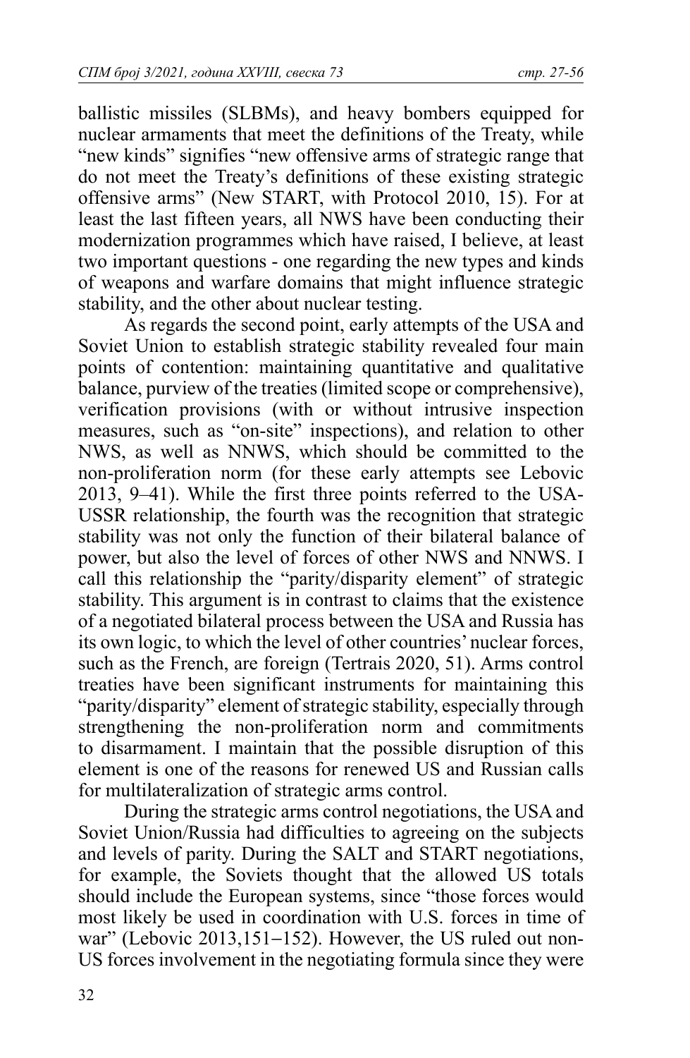ballistic missiles (SLBMs), and heavy bombers equipped for nuclear armaments that meet the definitions of the Treaty, while "new kinds" signifies "new offensive arms of strategic range that do not meet the Treaty's definitions of these existing strategic offensive arms" (New START, with Protocol 2010, 15). For at least the last fifteen years, all NWS have been conducting their modernization programmes which have raised, I believe, at least two important questions - one regarding the new types and kinds of weapons and warfare domains that might influence strategic stability, and the other about nuclear testing.

As regards the second point, early attempts of the USA and Soviet Union to establish strategic stability revealed four main points of contention: maintaining quantitative and qualitative balance, purview of the treaties (limited scope or comprehensive), verification provisions (with or without intrusive inspection measures, such as "on-site" inspections), and relation to other NWS, as well as NNWS, which should be committed to the non-proliferation norm (for these early attempts see Lebovic 2013, 9–41). While the first three points referred to the USA-USSR relationship, the fourth was the recognition that strategic stability was not only the function of their bilateral balance of power, but also the level of forces of other NWS and NNWS. I call this relationship the "parity/disparity element" of strategic stability. This argument is in contrast to claims that the existence of a negotiated bilateral process between the USA and Russia has its own logic, to which the level of other countries' nuclear forces, such as the French, are foreign (Tertrais 2020, 51). Arms control treaties have been significant instruments for maintaining this "parity/disparity" element of strategic stability, especially through strengthening the non-proliferation norm and commitments to disarmament. I maintain that the possible disruption of this element is one of the reasons for renewed US and Russian calls for multilateralization of strategic arms control.

During the strategic arms control negotiations, the USA and Soviet Union/Russia had difficulties to agreeing on the subjects and levels of parity. During the SALT and START negotiations, for example, the Soviets thought that the allowed US totals should include the European systems, since "those forces would most likely be used in coordination with U.S. forces in time of war" (Lebovic 2013,151−152). However, the US ruled out non-US forces involvement in the negotiating formula since they were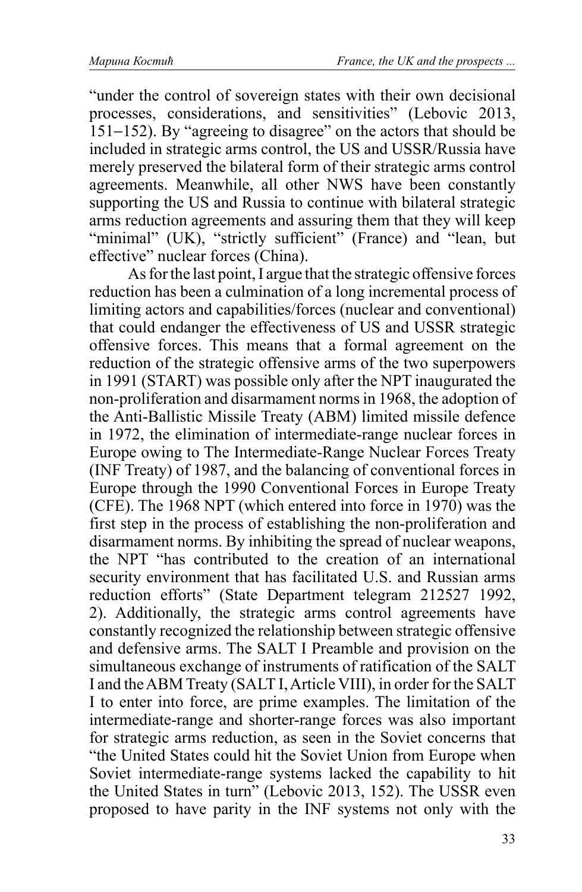"under the control of sovereign states with their own decisional processes, considerations, and sensitivities" (Lebovic 2013, 151–152). By "agreeing to disagree" on the actors that should be included in strategic arms control, the US and USSR/Russia have merely preserved the bilateral form of their strategic arms control agreements. Meanwhile, all other NWS have been constantly supporting the US and Russia to continue with bilateral strategic arms reduction agreements and assuring them that they will keep "minimal" (UK), "strictly sufficient" (France) and "lean, but effective" nuclear forces (China).

As for the last point, I argue that the strategic offensive forces reduction has been a culmination of a long incremental process of limiting actors and capabilities/forces (nuclear and conventional) that could endanger the effectiveness of US and USSR strategic offensive forces. This means that a formal agreement on the reduction of the strategic offensive arms of the two superpowers in 1991 (START) was possible only after the NPT inaugurated the non-proliferation and disarmament norms in 1968, the adoption of the Anti-Ballistic Missile Treaty (ABM) limited missile defence in 1972, the elimination of intermediate-range nuclear forces in Europe owing to The Intermediate-Range Nuclear Forces Treaty (INF Treaty) of 1987, and the balancing of conventional forces in Europe through the 1990 Conventional Forces in Europe Treaty (CFE). The 1968 NPT (which entered into force in 1970) was the first step in the process of establishing the non-proliferation and disarmament norms. By inhibiting the spread of nuclear weapons, the NPT "has contributed to the creation of an international security environment that has facilitated U.S. and Russian arms reduction efforts" (State Department telegram 212527 1992, 2). Additionally, the strategic arms control agreements have constantly recognized the relationship between strategic offensive and defensive arms. The SALT I Preamble and provision on the simultaneous exchange of instruments of ratification of the SALT I and the ABM Treaty (SALT I, Article VIII), in order for the SALT I to enter into force, are prime examples. The limitation of the intermediate-range and shorter-range forces was also important for strategic arms reduction, as seen in the Soviet concerns that "the United States could hit the Soviet Union from Europe when Soviet intermediate-range systems lacked the capability to hit the United States in turn" (Lebovic 2013, 152). The USSR even proposed to have parity in the INF systems not only with the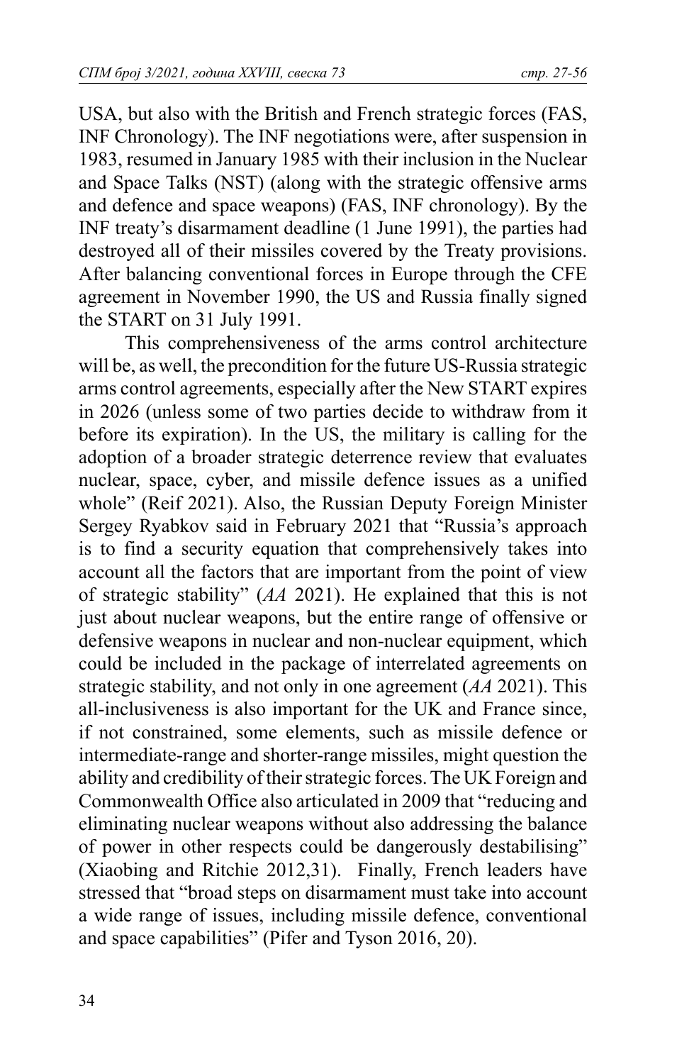USA, but also with the British and French strategic forces (FAS, INF Chronology). The INF negotiations were, after suspension in 1983, resumed in January 1985 with their inclusion in the Nuclear and Space Talks (NST) (along with the strategic offensive arms and defence and space weapons) (FAS, INF chronology). By the INF treaty's disarmament deadline (1 June 1991), the parties had destroyed all of their missiles covered by the Treaty provisions. After balancing conventional forces in Europe through the CFE agreement in November 1990, the US and Russia finally signed the START on 31 July 1991.

This comprehensiveness of the arms control architecture will be, as well, the precondition for the future US-Russia strategic arms control agreements, especially after the New START expires in 2026 (unless some of two parties decide to withdraw from it before its expiration). In the US, the military is calling for the adoption of a broader strategic deterrence review that evaluates nuclear, space, cyber, and missile defence issues as a unified whole" (Reif 2021). Also, the Russian Deputy Foreign Minister Sergey Ryabkov said in February 2021 that "Russia's approach is to find a security equation that comprehensively takes into account all the factors that are important from the point of view of strategic stability" (*AA* 2021). He explained that this is not just about nuclear weapons, but the entire range of offensive or defensive weapons in nuclear and non-nuclear equipment, which could be included in the package of interrelated agreements on strategic stability, and not only in one agreement (*AA* 2021). This all-inclusiveness is also important for the UK and France since, if not constrained, some elements, such as missile defence or intermediate-range and shorter-range missiles, might question the ability and credibility of their strategic forces. The UK Foreign and Commonwealth Office also articulated in 2009 that "reducing and eliminating nuclear weapons without also addressing the balance of power in other respects could be dangerously destabilising" (Xiaobing and Ritchie 2012,31). Finally, French leaders have stressed that "broad steps on disarmament must take into account a wide range of issues, including missile defence, conventional and space capabilities" (Pifer and Tyson 2016, 20).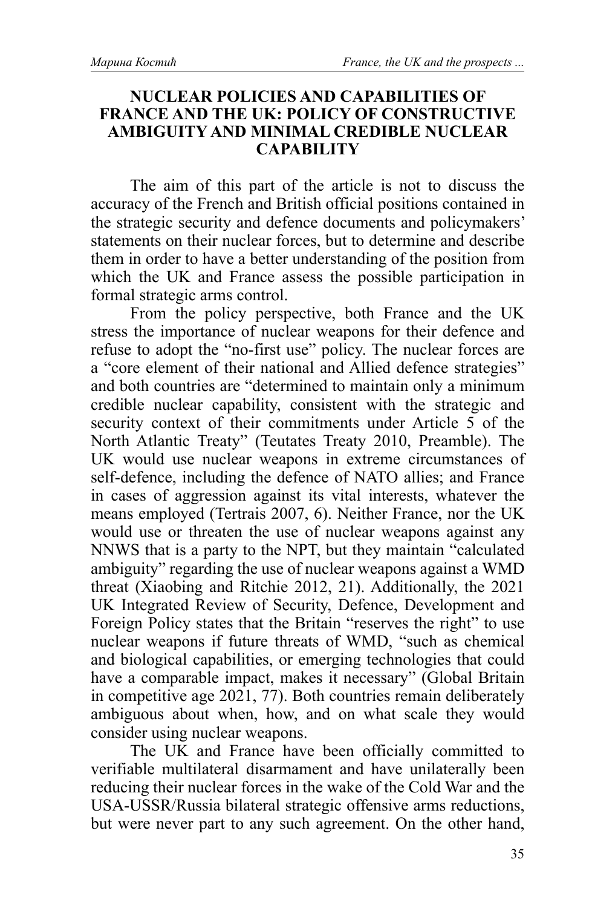## NUCLEAR POLICIES AND CAPABILITIES OF FRANCE AND THE UK: POLICY OF CONSTRUCTIVE AMBIGUITY AND MINIMAL CREDIBLE NUCLEAR CAPABILITY

The aim of this part of the article is not to discuss the accuracy of the French and British official positions contained in the strategic security and defence documents and policymakers' statements on their nuclear forces, but to determine and describe them in order to have a better understanding of the position from which the UK and France assess the possible participation in formal strategic arms control.

From the policy perspective, both France and the UK stress the importance of nuclear weapons for their defence and refuse to adopt the "no-first use" policy. The nuclear forces are a "core element of their national and Allied defence strategies" and both countries are "determined to maintain only a minimum credible nuclear capability, consistent with the strategic and security context of their commitments under Article 5 of the North Atlantic Treaty" (Teutates Treaty 2010, Preamble). The UK would use nuclear weapons in extreme circumstances of self-defence, including the defence of NATO allies; and France in cases of aggression against its vital interests, whatever the means employed (Tertrais 2007, 6). Neither France, nor the UK would use or threaten the use of nuclear weapons against any NNWS that is a party to the NPT, but they maintain "calculated ambiguity" regarding the use of nuclear weapons against a WMD threat (Xiaobing and Ritchie 2012, 21). Additionally, the 2021 UK Integrated Review of Security, Defence, Development and Foreign Policy states that the Britain "reserves the right" to use nuclear weapons if future threats of WMD, "such as chemical and biological capabilities, or emerging technologies that could have a comparable impact, makes it necessary" (Global Britain in competitive age 2021, 77). Both countries remain deliberately ambiguous about when, how, and on what scale they would consider using nuclear weapons.

The UK and France have been officially committed to verifiable multilateral disarmament and have unilaterally been reducing their nuclear forces in the wake of the Cold War and the USA-USSR/Russia bilateral strategic offensive arms reductions, but were never part to any such agreement. On the other hand,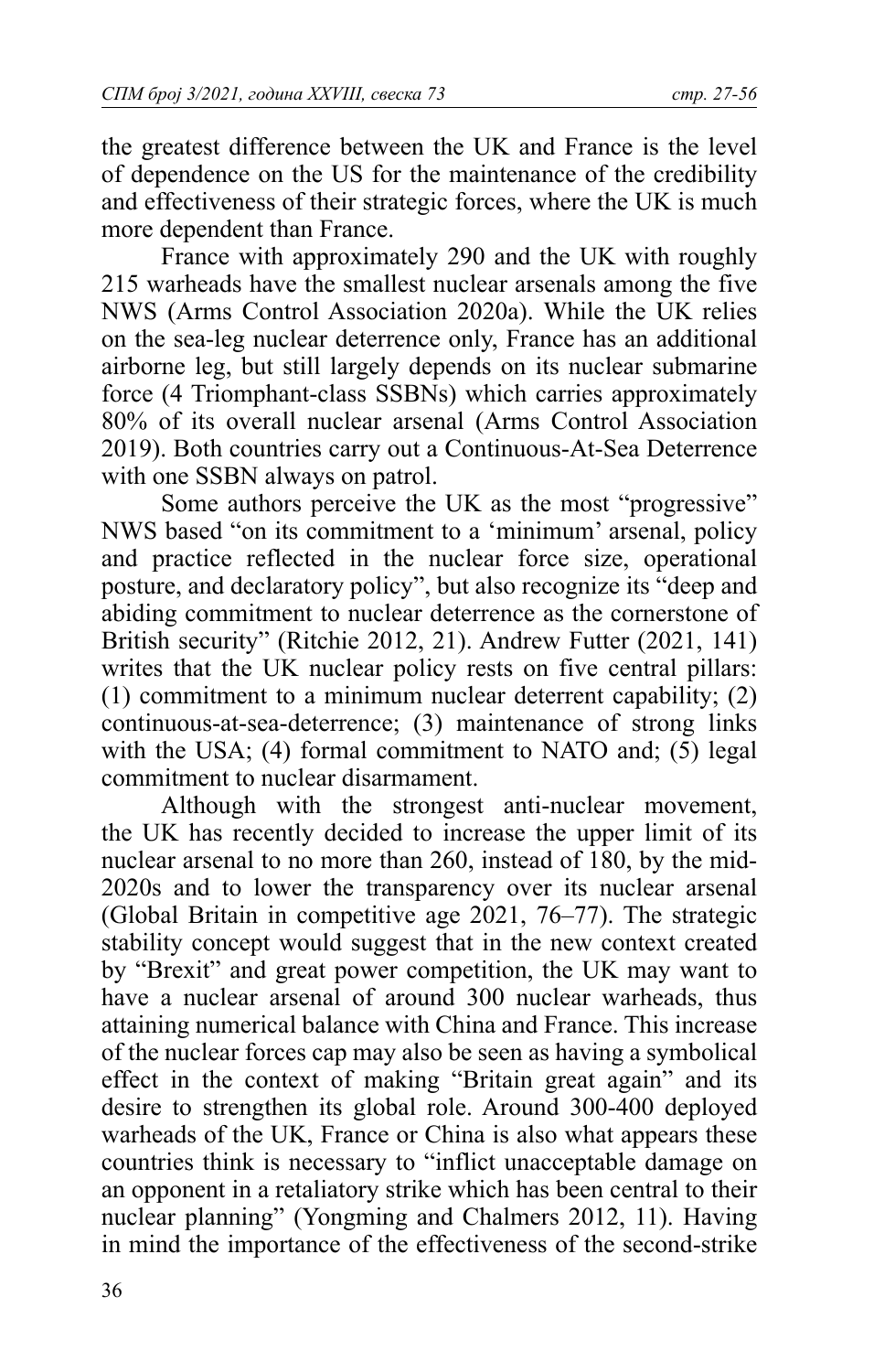the greatest difference between the UK and France is the level of dependence on the US for the maintenance of the credibility and effectiveness of their strategic forces, where the UK is much more dependent than France.

France with approximately 290 and the UK with roughly 215 warheads have the smallest nuclear arsenals among the five NWS (Arms Control Association 2020a). While the UK relies on the sea-leg nuclear deterrence only, France has an additional airborne leg, but still largely depends on its nuclear submarine force (4 Triomphant-class SSBNs) which carries approximately 80% of its overall nuclear arsenal (Arms Control Association 2019). Both countries carry out a Continuous-At-Sea Deterrence with one SSBN always on patrol.

Some authors perceive the UK as the most "progressive" NWS based "on its commitment to a 'minimum' arsenal, policy and practice reflected in the nuclear force size, operational posture, and declaratory policy", but also recognize its "deep and abiding commitment to nuclear deterrence as the cornerstone of British security" (Ritchie 2012, 21). Andrew Futter (2021, 141) writes that the UK nuclear policy rests on five central pillars: (1) commitment to a minimum nuclear deterrent capability; (2) continuous-at-sea-deterrence; (3) maintenance of strong links with the USA; (4) formal commitment to NATO and; (5) legal commitment to nuclear disarmament.

Although with the strongest anti-nuclear movement, the UK has recently decided to increase the upper limit of its nuclear arsenal to no more than 260, instead of 180, by the mid-2020s and to lower the transparency over its nuclear arsenal (Global Britain in competitive age 2021, 76–77). The strategic stability concept would suggest that in the new context created by "Brexit" and great power competition, the UK may want to have a nuclear arsenal of around 300 nuclear warheads, thus attaining numerical balance with China and France. This increase of the nuclear forces cap may also be seen as having a symbolical effect in the context of making "Britain great again" and its desire to strengthen its global role. Around 300-400 deployed warheads of the UK, France or China is also what appears these countries think is necessary to "inflict unacceptable damage on an opponent in a retaliatory strike which has been central to their nuclear planning" (Yongming and Chalmers 2012, 11). Having in mind the importance of the effectiveness of the second-strike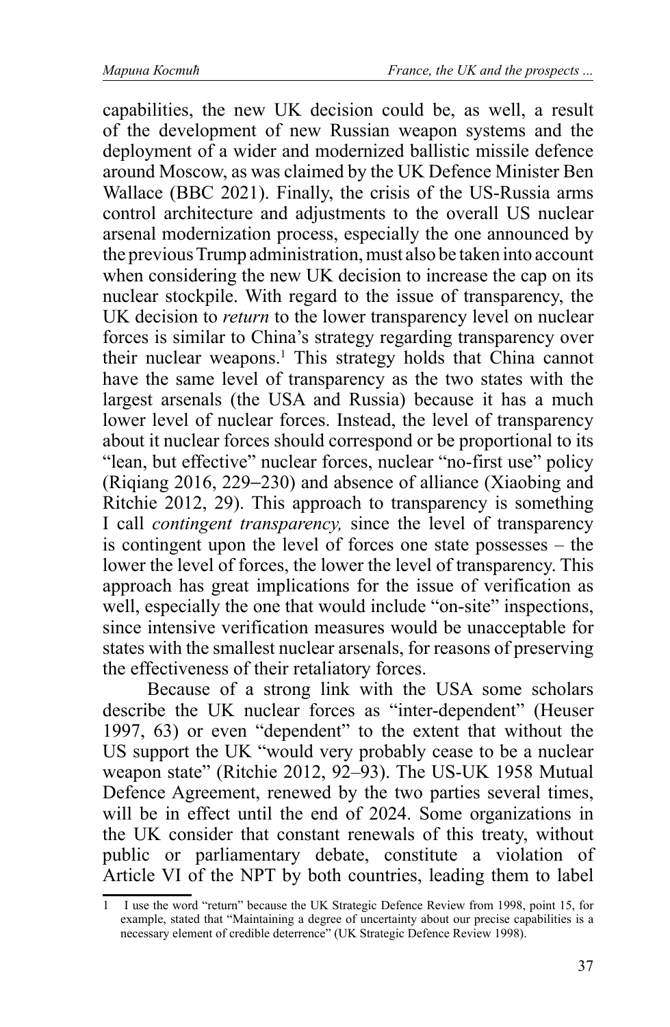capabilities, the new UK decision could be, as well, a result of the development of new Russian weapon systems and the deployment of a wider and modernized ballistic missile defence around Moscow, as was claimed by the UK Defence Minister Ben Wallace (BBC 2021). Finally, the crisis of the US-Russia arms control architecture and adjustments to the overall US nuclear arsenal modernization process, especially the one announced by the previous Trump administration, must also be taken into account when considering the new UK decision to increase the cap on its nuclear stockpile. With regard to the issue of transparency, the UK decision to *return* to the lower transparency level on nuclear forces is similar to China's strategy regarding transparency over their nuclear weapons.[1] This strategy holds that China cannot have the same level of transparency as the two states with the largest arsenals (the USA and Russia) because it has a much lower level of nuclear forces. Instead, the level of transparency about it nuclear forces should correspond or be proportional to its "lean, but effective" nuclear forces, nuclear "no-first use" policy (Riqiang 2016, 229–230) and absence of alliance (Xiaobing and Ritchie 2012, 29). This approach to transparency is something I call *contingent transparency,* since the level of transparency is contingent upon the level of forces one state possesses – the lower the level of forces, the lower the level of transparency. This approach has great implications for the issue of verification as well, especially the one that would include "on-site" inspections, since intensive verification measures would be unacceptable for states with the smallest nuclear arsenals, for reasons of preserving the effectiveness of their retaliatory forces.

Because of a strong link with the USA some scholars describe the UK nuclear forces as "inter-dependent" (Heuser 1997, 63) or even "dependent" to the extent that without the US support the UK "would very probably cease to be a nuclear weapon state" (Ritchie 2012, 92–93). The US-UK 1958 Mutual Defence Agreement, renewed by the two parties several times, will be in effect until the end of 2024. Some organizations in the UK consider that constant renewals of this treaty, without public or parliamentary debate, constitute a violation of Article VI of the NPT by both countries, leading them to label

---

[1] I use the word "return" because the UK Strategic Defence Review from 1998, point 15, for example, stated that "Maintaining a degree of uncertainty about our precise capabilities is a necessary element of credible deterrence" (UK Strategic Defence Review 1998).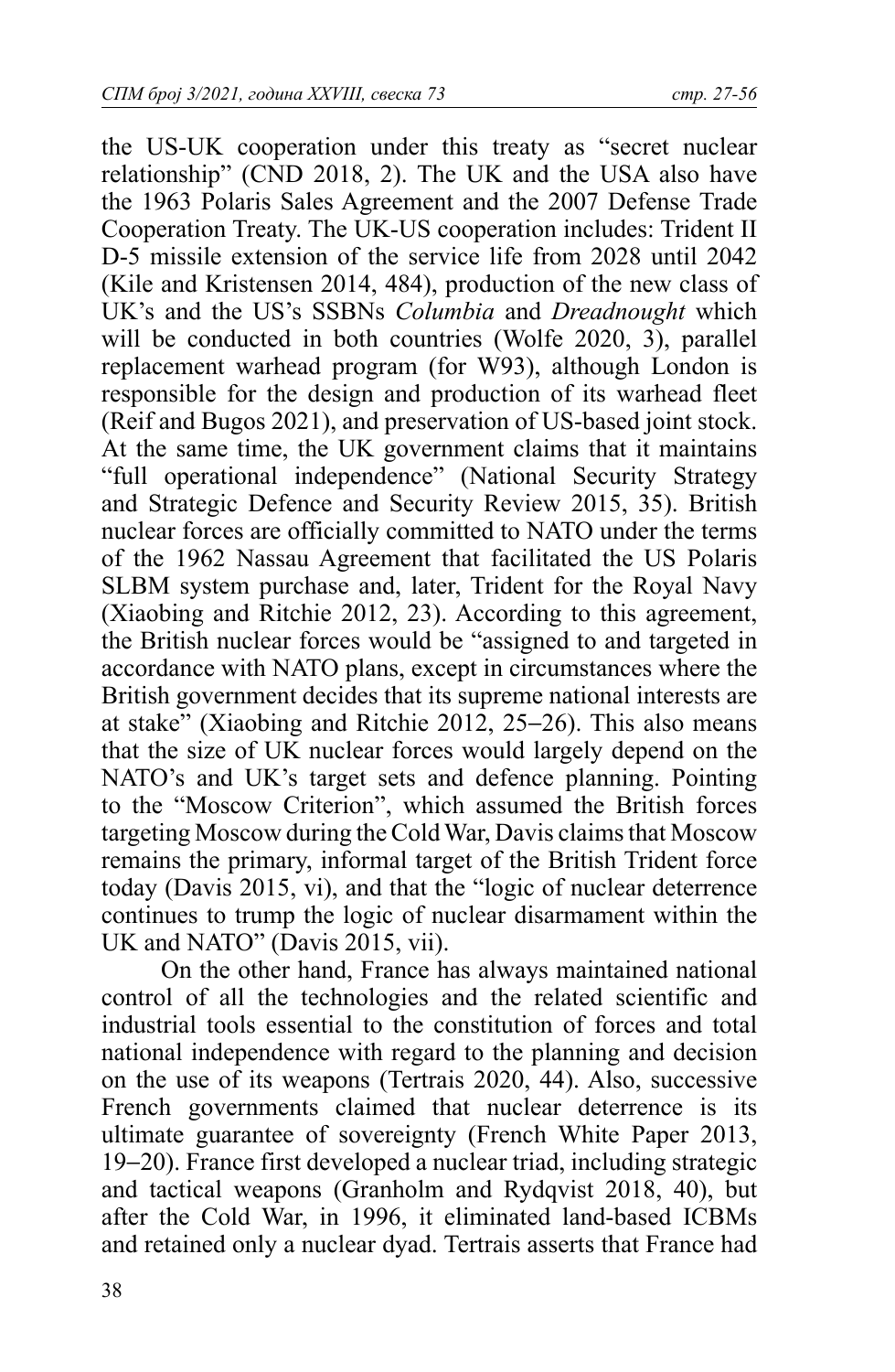the US-UK cooperation under this treaty as "secret nuclear relationship" (CND 2018, 2). The UK and the USA also have the 1963 Polaris Sales Agreement and the 2007 Defense Trade Cooperation Treaty. The UK-US cooperation includes: Trident II D-5 missile extension of the service life from 2028 until 2042 (Kile and Kristensen 2014, 484), production of the new class of UK's and the US's SSBNs *Columbia* and *Dreadnought* which will be conducted in both countries (Wolfe 2020, 3), parallel replacement warhead program (for W93), although London is responsible for the design and production of its warhead fleet (Reif and Bugos 2021), and preservation of US-based joint stock. At the same time, the UK government claims that it maintains "full operational independence" (National Security Strategy and Strategic Defence and Security Review 2015, 35). British nuclear forces are officially committed to NATO under the terms of the 1962 Nassau Agreement that facilitated the US Polaris SLBM system purchase and, later, Trident for the Royal Navy (Xiaobing and Ritchie 2012, 23). According to this agreement, the British nuclear forces would be "assigned to and targeted in accordance with NATO plans, except in circumstances where the British government decides that its supreme national interests are at stake" (Xiaobing and Ritchie 2012, 25–26). This also means that the size of UK nuclear forces would largely depend on the NATO's and UK's target sets and defence planning. Pointing to the "Moscow Criterion", which assumed the British forces targeting Moscow during the Cold War, Davis claims that Moscow remains the primary, informal target of the British Trident force today (Davis 2015, vi), and that the "logic of nuclear deterrence continues to trump the logic of nuclear disarmament within the UK and NATO" (Davis 2015, vii).

On the other hand, France has always maintained national control of all the technologies and the related scientific and industrial tools essential to the constitution of forces and total national independence with regard to the planning and decision on the use of its weapons (Tertrais 2020, 44). Also, successive French governments claimed that nuclear deterrence is its ultimate guarantee of sovereignty (French White Paper 2013, 19–20). France first developed a nuclear triad, including strategic and tactical weapons (Granholm and Rydqvist 2018, 40), but after the Cold War, in 1996, it eliminated land-based ICBMs and retained only a nuclear dyad. Tertrais asserts that France had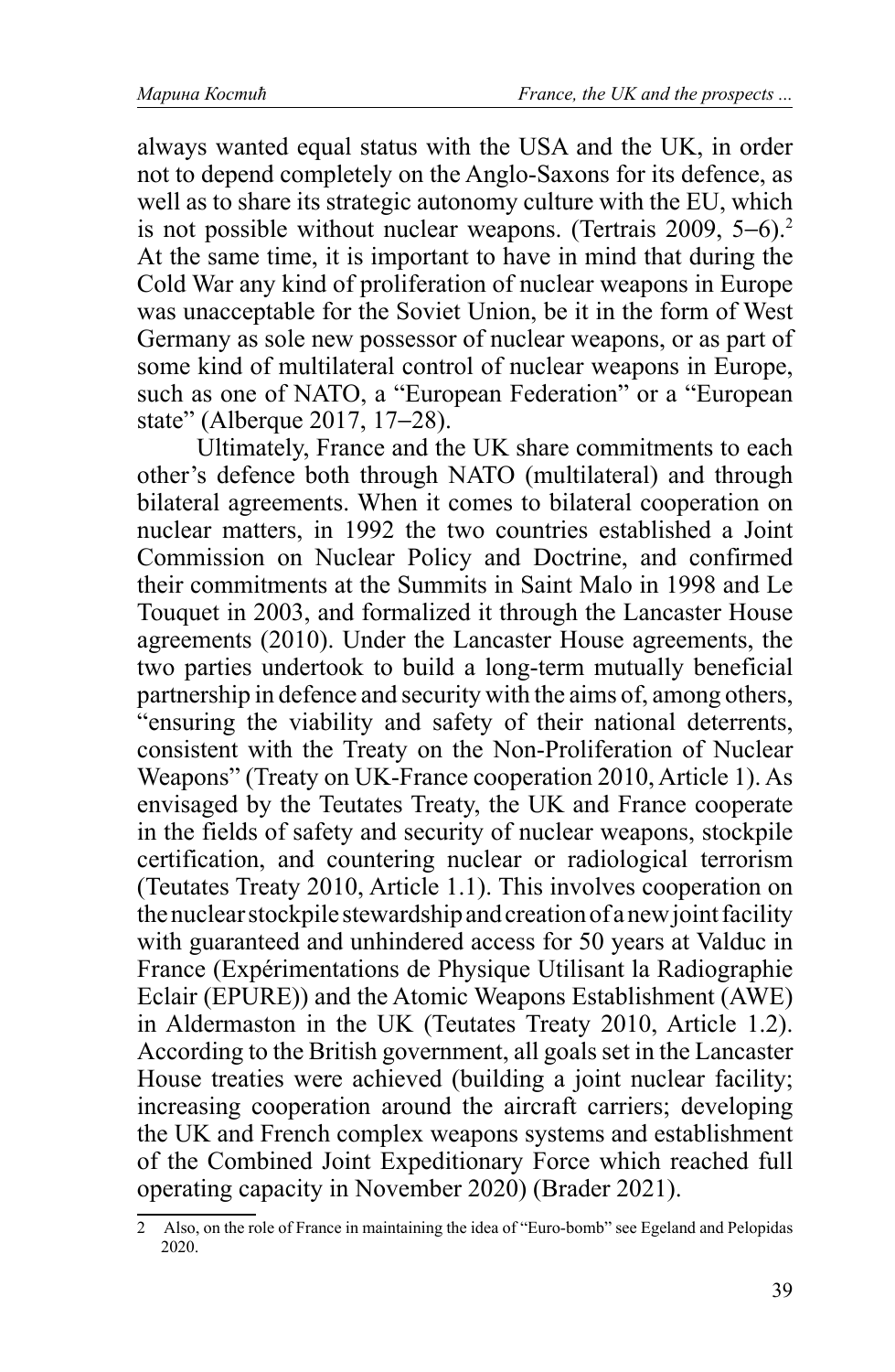always wanted equal status with the USA and the UK, in order not to depend completely on the Anglo-Saxons for its defence, as well as to share its strategic autonomy culture with the EU, which is not possible without nuclear weapons. (Tertrais 2009, 5–6).[2] At the same time, it is important to have in mind that during the Cold War any kind of proliferation of nuclear weapons in Europe was unacceptable for the Soviet Union, be it in the form of West Germany as sole new possessor of nuclear weapons, or as part of some kind of multilateral control of nuclear weapons in Europe, such as one of NATO, a "European Federation" or a "European state" (Alberque 2017, 17–28).

Ultimately, France and the UK share commitments to each other's defence both through NATO (multilateral) and through bilateral agreements. When it comes to bilateral cooperation on nuclear matters, in 1992 the two countries established a Joint Commission on Nuclear Policy and Doctrine, and confirmed their commitments at the Summits in Saint Malo in 1998 and Le Touquet in 2003, and formalized it through the Lancaster House agreements (2010). Under the Lancaster House agreements, the two parties undertook to build a long-term mutually beneficial partnership in defence and security with the aims of, among others, "ensuring the viability and safety of their national deterrents, consistent with the Treaty on the Non-Proliferation of Nuclear Weapons" (Treaty on UK-France cooperation 2010, Article 1). As envisaged by the Teutates Treaty, the UK and France cooperate in the fields of safety and security of nuclear weapons, stockpile certification, and countering nuclear or radiological terrorism (Teutates Treaty 2010, Article 1.1). This involves cooperation on the nuclear stockpile stewardship and creation of a new joint facility with guaranteed and unhindered access for 50 years at Valduc in France (Expérimentations de Physique Utilisant la Radiographie Eclair (EPURE)) and the Atomic Weapons Establishment (AWE) in Aldermaston in the UK (Teutates Treaty 2010, Article 1.2). According to the British government, all goals set in the Lancaster House treaties were achieved (building a joint nuclear facility; increasing cooperation around the aircraft carriers; developing the UK and French complex weapons systems and establishment of the Combined Joint Expeditionary Force which reached full operating capacity in November 2020) (Brader 2021).

---

2 Also, on the role of France in maintaining the idea of "Euro-bomb" see Egeland and Pelopidas 2020.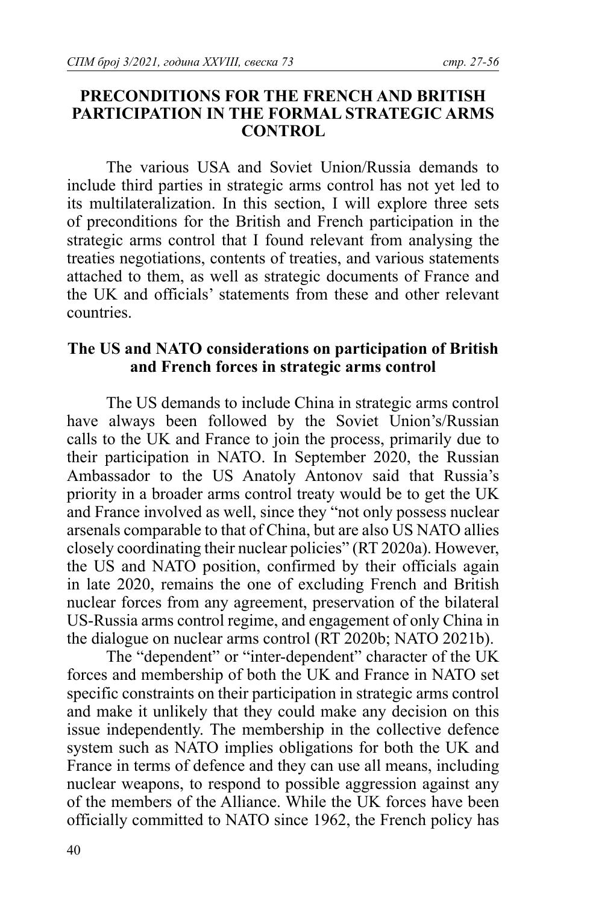## PRECONDITIONS FOR THE FRENCH AND BRITISH PARTICIPATION IN THE FORMAL STRATEGIC ARMS CONTROL

The various USA and Soviet Union/Russia demands to include third parties in strategic arms control has not yet led to its multilateralization. In this section, I will explore three sets of preconditions for the British and French participation in the strategic arms control that I found relevant from analysing the treaties negotiations, contents of treaties, and various statements attached to them, as well as strategic documents of France and the UK and officials' statements from these and other relevant countries.

### The US and NATO considerations on participation of British and French forces in strategic arms control

The US demands to include China in strategic arms control have always been followed by the Soviet Union's/Russian calls to the UK and France to join the process, primarily due to their participation in NATO. In September 2020, the Russian Ambassador to the US Anatoly Antonov said that Russia's priority in a broader arms control treaty would be to get the UK and France involved as well, since they "not only possess nuclear arsenals comparable to that of China, but are also US NATO allies closely coordinating their nuclear policies" (RT 2020a). However, the US and NATO position, confirmed by their officials again in late 2020, remains the one of excluding French and British nuclear forces from any agreement, preservation of the bilateral US-Russia arms control regime, and engagement of only China in the dialogue on nuclear arms control (RT 2020b; NATO 2021b).

The "dependent" or "inter-dependent" character of the UK forces and membership of both the UK and France in NATO set specific constraints on their participation in strategic arms control and make it unlikely that they could make any decision on this issue independently. The membership in the collective defence system such as NATO implies obligations for both the UK and France in terms of defence and they can use all means, including nuclear weapons, to respond to possible aggression against any of the members of the Alliance. While the UK forces have been officially committed to NATO since 1962, the French policy has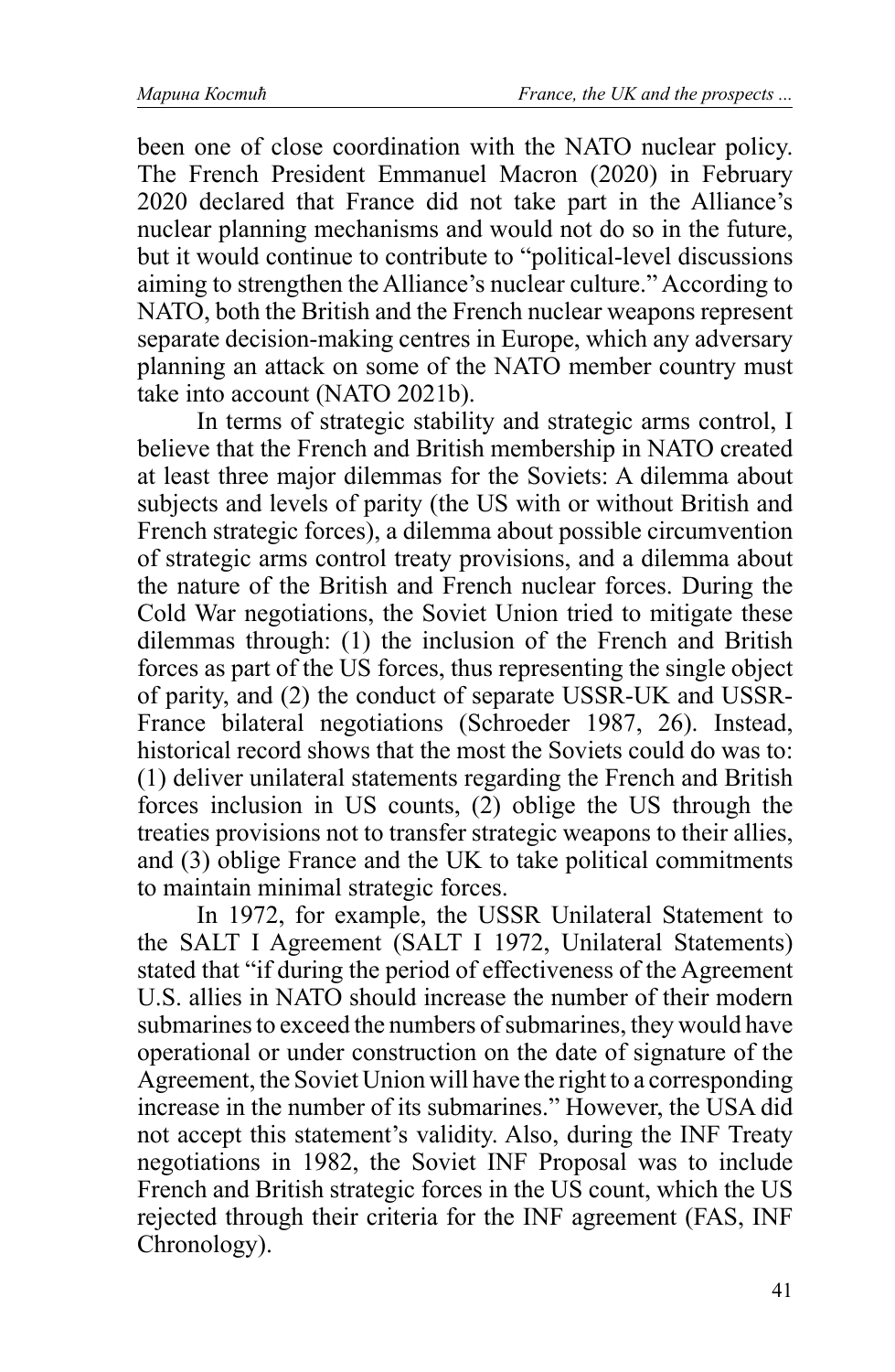been one of close coordination with the NATO nuclear policy. The French President Emmanuel Macron (2020) in February 2020 declared that France did not take part in the Alliance's nuclear planning mechanisms and would not do so in the future, but it would continue to contribute to "political-level discussions aiming to strengthen the Alliance's nuclear culture." According to NATO, both the British and the French nuclear weapons represent separate decision-making centres in Europe, which any adversary planning an attack on some of the NATO member country must take into account (NATO 2021b).

In terms of strategic stability and strategic arms control, I believe that the French and British membership in NATO created at least three major dilemmas for the Soviets: A dilemma about subjects and levels of parity (the US with or without British and French strategic forces), a dilemma about possible circumvention of strategic arms control treaty provisions, and a dilemma about the nature of the British and French nuclear forces. During the Cold War negotiations, the Soviet Union tried to mitigate these dilemmas through: (1) the inclusion of the French and British forces as part of the US forces, thus representing the single object of parity, and (2) the conduct of separate USSR-UK and USSR-France bilateral negotiations (Schroeder 1987, 26). Instead, historical record shows that the most the Soviets could do was to: (1) deliver unilateral statements regarding the French and British forces inclusion in US counts, (2) oblige the US through the treaties provisions not to transfer strategic weapons to their allies, and (3) oblige France and the UK to take political commitments to maintain minimal strategic forces.

In 1972, for example, the USSR Unilateral Statement to the SALT I Agreement (SALT I 1972, Unilateral Statements) stated that "if during the period of effectiveness of the Agreement U.S. allies in NATO should increase the number of their modern submarines to exceed the numbers of submarines, they would have operational or under construction on the date of signature of the Agreement, the Soviet Union will have the right to a corresponding increase in the number of its submarines." However, the USA did not accept this statement's validity. Also, during the INF Treaty negotiations in 1982, the Soviet INF Proposal was to include French and British strategic forces in the US count, which the US rejected through their criteria for the INF agreement (FAS, INF Chronology).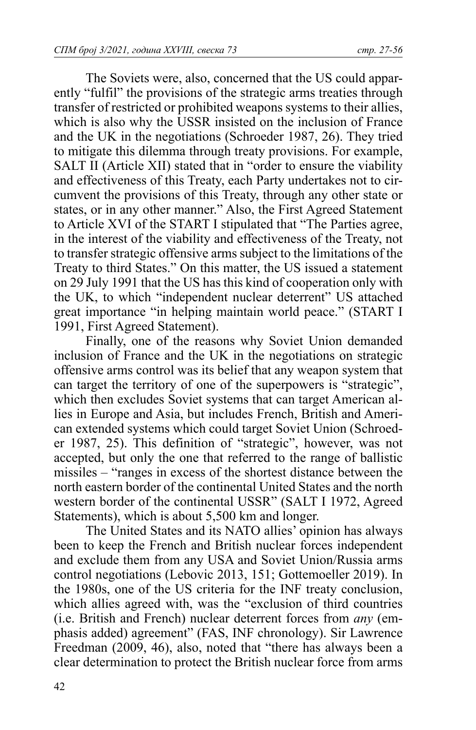The Soviets were, also, concerned that the US could apparently "fulfil" the provisions of the strategic arms treaties through transfer of restricted or prohibited weapons systems to their allies, which is also why the USSR insisted on the inclusion of France and the UK in the negotiations (Schroeder 1987, 26). They tried to mitigate this dilemma through treaty provisions. For example, SALT II (Article XII) stated that in "order to ensure the viability and effectiveness of this Treaty, each Party undertakes not to circumvent the provisions of this Treaty, through any other state or states, or in any other manner." Also, the First Agreed Statement to Article XVI of the START I stipulated that "The Parties agree, in the interest of the viability and effectiveness of the Treaty, not to transfer strategic offensive arms subject to the limitations of the Treaty to third States." On this matter, the US issued a statement on 29 July 1991 that the US has this kind of cooperation only with the UK, to which "independent nuclear deterrent" US attached great importance "in helping maintain world peace." (START I 1991, First Agreed Statement).

Finally, one of the reasons why Soviet Union demanded inclusion of France and the UK in the negotiations on strategic offensive arms control was its belief that any weapon system that can target the territory of one of the superpowers is "strategic", which then excludes Soviet systems that can target American allies in Europe and Asia, but includes French, British and American extended systems which could target Soviet Union (Schroeder 1987, 25). This definition of "strategic", however, was not accepted, but only the one that referred to the range of ballistic missiles – "ranges in excess of the shortest distance between the north eastern border of the continental United States and the north western border of the continental USSR" (SALT I 1972, Agreed Statements), which is about 5,500 km and longer.

The United States and its NATO allies' opinion has always been to keep the French and British nuclear forces independent and exclude them from any USA and Soviet Union/Russia arms control negotiations (Lebovic 2013, 151; Gottemoeller 2019). In the 1980s, one of the US criteria for the INF treaty conclusion, which allies agreed with, was the "exclusion of third countries (i.e. British and French) nuclear deterrent forces from *any* (emphasis added) agreement" (FAS, INF chronology). Sir Lawrence Freedman (2009, 46), also, noted that "there has always been a clear determination to protect the British nuclear force from arms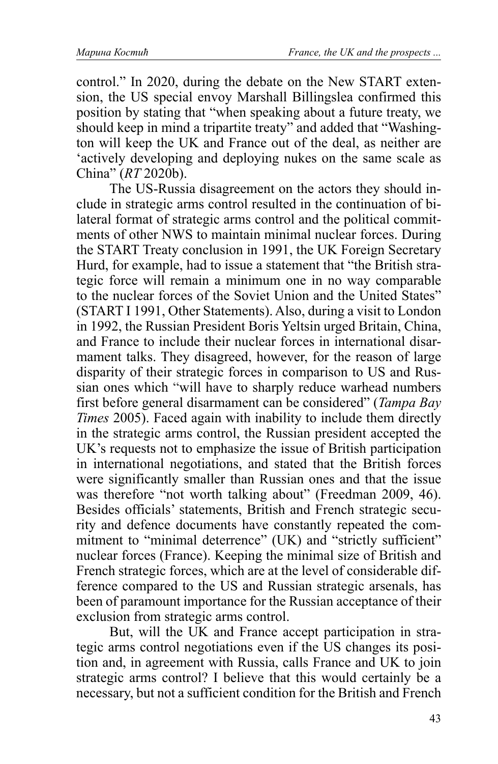control." In 2020, during the debate on the New START extension, the US special envoy Marshall Billingslea confirmed this position by stating that "when speaking about a future treaty, we should keep in mind a tripartite treaty" and added that "Washington will keep the UK and France out of the deal, as neither are 'actively developing and deploying nukes on the same scale as China" (*RT* 2020b).

The US-Russia disagreement on the actors they should include in strategic arms control resulted in the continuation of bilateral format of strategic arms control and the political commitments of other NWS to maintain minimal nuclear forces. During the START Treaty conclusion in 1991, the UK Foreign Secretary Hurd, for example, had to issue a statement that "the British strategic force will remain a minimum one in no way comparable to the nuclear forces of the Soviet Union and the United States" (START I 1991, Other Statements). Also, during a visit to London in 1992, the Russian President Boris Yeltsin urged Britain, China, and France to include their nuclear forces in international disarmament talks. They disagreed, however, for the reason of large disparity of their strategic forces in comparison to US and Russian ones which "will have to sharply reduce warhead numbers first before general disarmament can be considered" (*Tampa Bay Times* 2005). Faced again with inability to include them directly in the strategic arms control, the Russian president accepted the UK's requests not to emphasize the issue of British participation in international negotiations, and stated that the British forces were significantly smaller than Russian ones and that the issue was therefore "not worth talking about" (Freedman 2009, 46). Besides officials' statements, British and French strategic security and defence documents have constantly repeated the commitment to "minimal deterrence" (UK) and "strictly sufficient" nuclear forces (France). Keeping the minimal size of British and French strategic forces, which are at the level of considerable difference compared to the US and Russian strategic arsenals, has been of paramount importance for the Russian acceptance of their exclusion from strategic arms control.

But, will the UK and France accept participation in strategic arms control negotiations even if the US changes its position and, in agreement with Russia, calls France and UK to join strategic arms control? I believe that this would certainly be a necessary, but not a sufficient condition for the British and French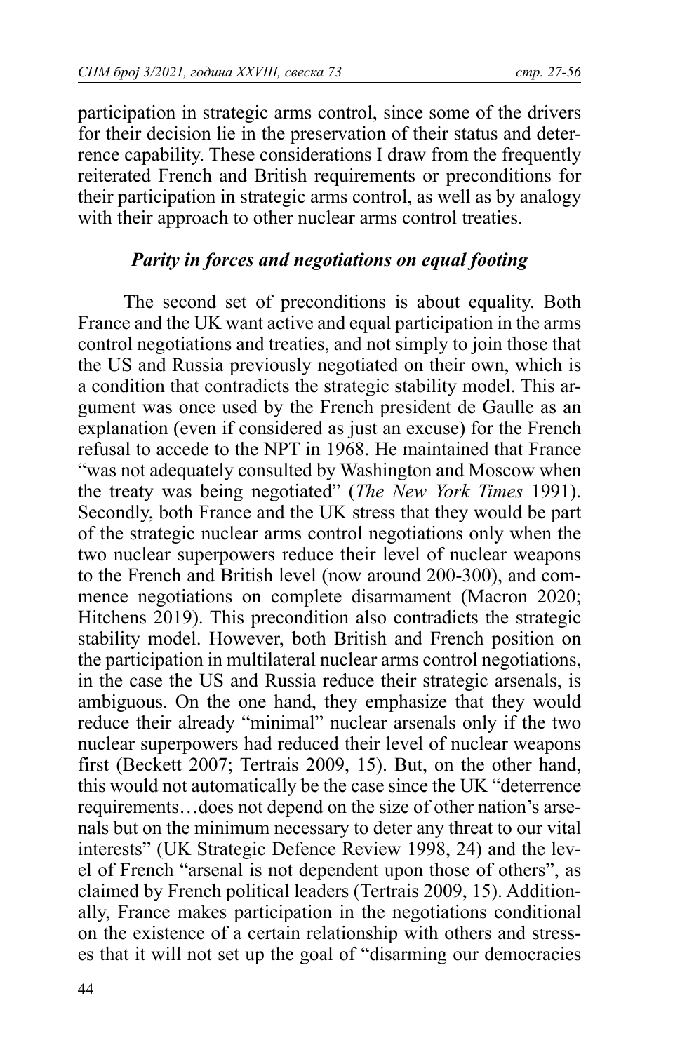participation in strategic arms control, since some of the drivers for their decision lie in the preservation of their status and deterrence capability. These considerations I draw from the frequently reiterated French and British requirements or preconditions for their participation in strategic arms control, as well as by analogy with their approach to other nuclear arms control treaties.

### *Parity in forces and negotiations on equal footing*

The second set of preconditions is about equality. Both France and the UK want active and equal participation in the arms control negotiations and treaties, and not simply to join those that the US and Russia previously negotiated on their own, which is a condition that contradicts the strategic stability model. This argument was once used by the French president de Gaulle as an explanation (even if considered as just an excuse) for the French refusal to accede to the NPT in 1968. He maintained that France "was not adequately consulted by Washington and Moscow when the treaty was being negotiated" (*The New York Times* 1991). Secondly, both France and the UK stress that they would be part of the strategic nuclear arms control negotiations only when the two nuclear superpowers reduce their level of nuclear weapons to the French and British level (now around 200-300), and commence negotiations on complete disarmament (Macron 2020; Hitchens 2019). This precondition also contradicts the strategic stability model. However, both British and French position on the participation in multilateral nuclear arms control negotiations, in the case the US and Russia reduce their strategic arsenals, is ambiguous. On the one hand, they emphasize that they would reduce their already "minimal" nuclear arsenals only if the two nuclear superpowers had reduced their level of nuclear weapons first (Beckett 2007; Tertrais 2009, 15). But, on the other hand, this would not automatically be the case since the UK "deterrence requirements…does not depend on the size of other nation's arsenals but on the minimum necessary to deter any threat to our vital interests" (UK Strategic Defence Review 1998, 24) and the level of French "arsenal is not dependent upon those of others", as claimed by French political leaders (Tertrais 2009, 15). Additionally, France makes participation in the negotiations conditional on the existence of a certain relationship with others and stresses that it will not set up the goal of "disarming our democracies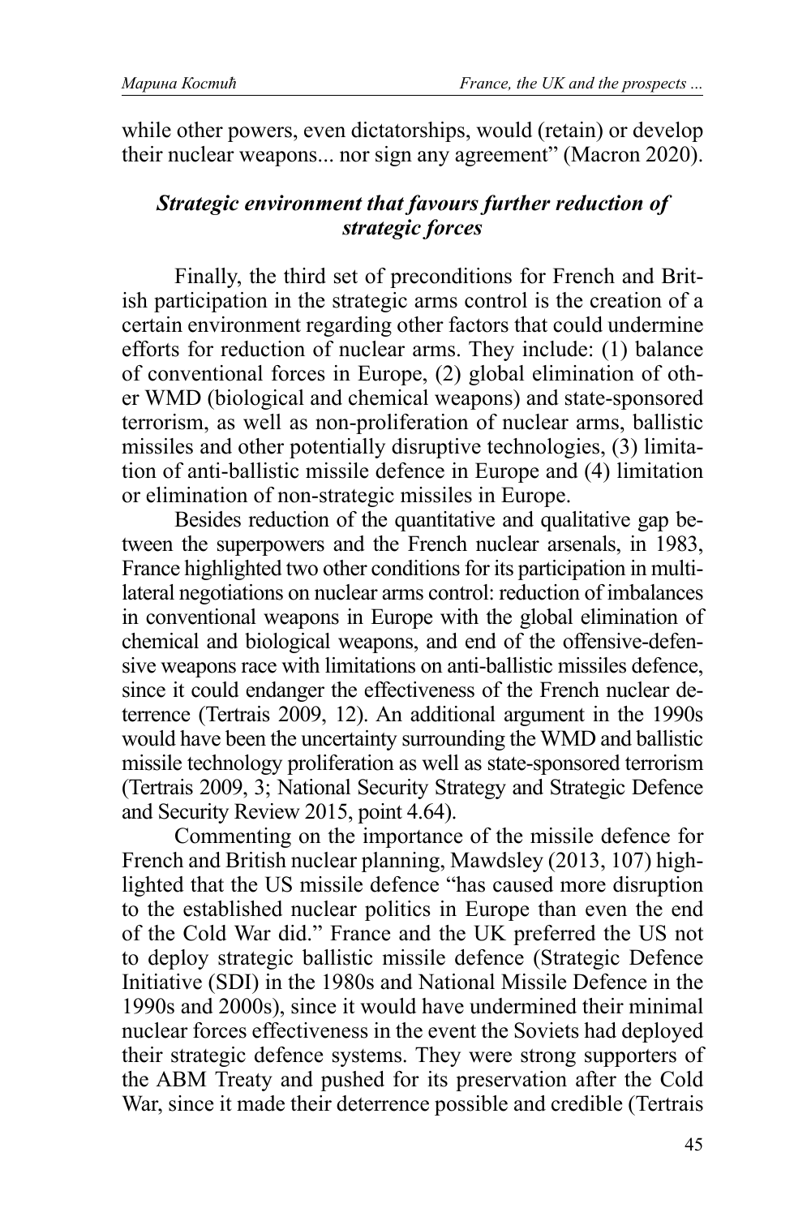while other powers, even dictatorships, would (retain) or develop their nuclear weapons... nor sign any agreement" (Macron 2020).

### *Strategic environment that favours further reduction of strategic forces*

Finally, the third set of preconditions for French and British participation in the strategic arms control is the creation of a certain environment regarding other factors that could undermine efforts for reduction of nuclear arms. They include: (1) balance of conventional forces in Europe, (2) global elimination of other WMD (biological and chemical weapons) and state-sponsored terrorism, as well as non-proliferation of nuclear arms, ballistic missiles and other potentially disruptive technologies, (3) limitation of anti-ballistic missile defence in Europe and (4) limitation or elimination of non-strategic missiles in Europe.

Besides reduction of the quantitative and qualitative gap between the superpowers and the French nuclear arsenals, in 1983, France highlighted two other conditions for its participation in multilateral negotiations on nuclear arms control: reduction of imbalances in conventional weapons in Europe with the global elimination of chemical and biological weapons, and end of the offensive-defensive weapons race with limitations on anti-ballistic missiles defence, since it could endanger the effectiveness of the French nuclear deterrence (Tertrais 2009, 12). An additional argument in the 1990s would have been the uncertainty surrounding the WMD and ballistic missile technology proliferation as well as state-sponsored terrorism (Tertrais 2009, 3; National Security Strategy and Strategic Defence and Security Review 2015, point 4.64).

Commenting on the importance of the missile defence for French and British nuclear planning, Mawdsley (2013, 107) highlighted that the US missile defence "has caused more disruption to the established nuclear politics in Europe than even the end of the Cold War did." France and the UK preferred the US not to deploy strategic ballistic missile defence (Strategic Defence Initiative (SDI) in the 1980s and National Missile Defence in the 1990s and 2000s), since it would have undermined their minimal nuclear forces effectiveness in the event the Soviets had deployed their strategic defence systems. They were strong supporters of the ABM Treaty and pushed for its preservation after the Cold War, since it made their deterrence possible and credible (Tertrais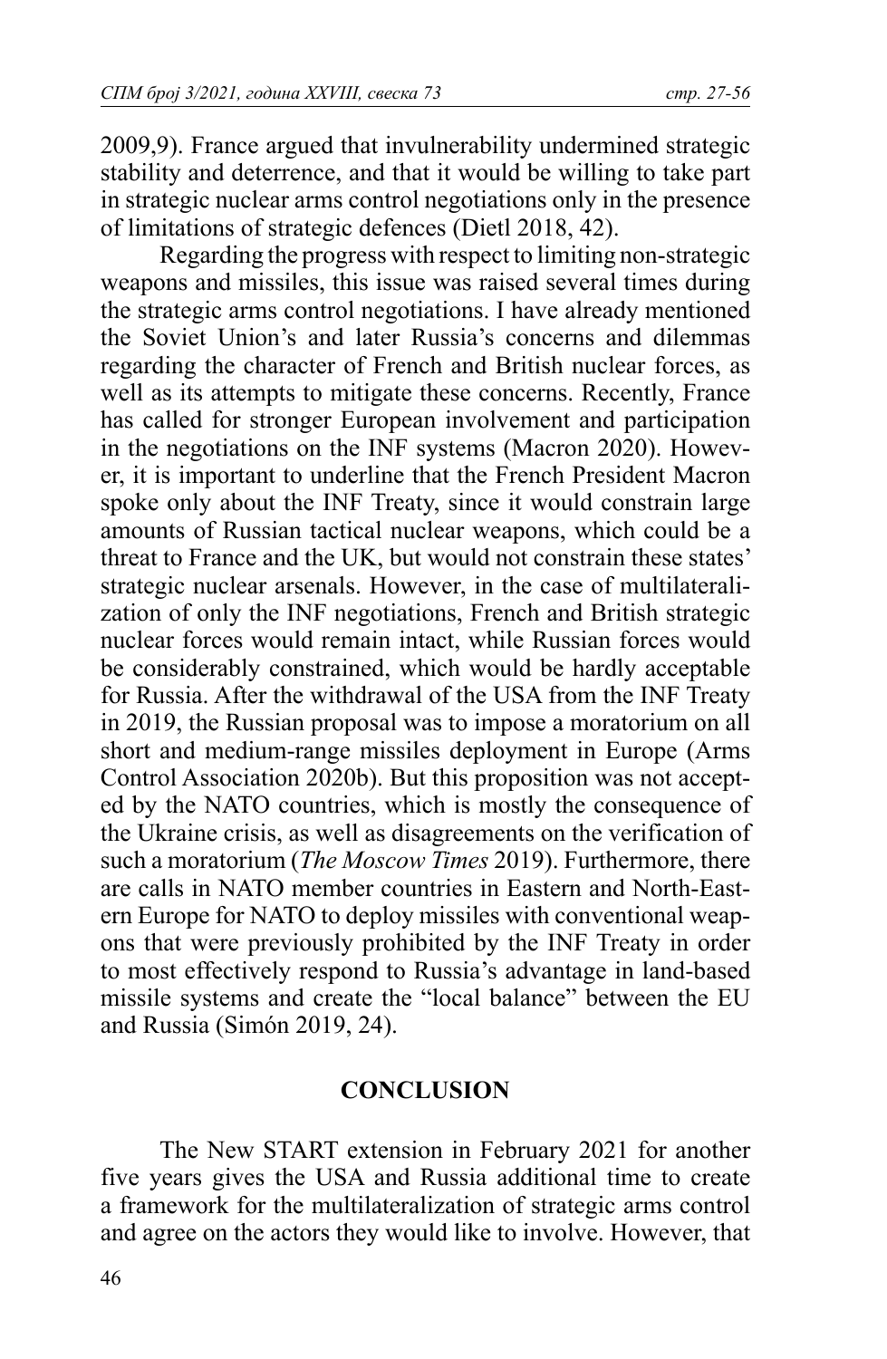2009,9). France argued that invulnerability undermined strategic stability and deterrence, and that it would be willing to take part in strategic nuclear arms control negotiations only in the presence of limitations of strategic defences (Dietl 2018, 42).

Regarding the progress with respect to limiting non-strategic weapons and missiles, this issue was raised several times during the strategic arms control negotiations. I have already mentioned the Soviet Union's and later Russia's concerns and dilemmas regarding the character of French and British nuclear forces, as well as its attempts to mitigate these concerns. Recently, France has called for stronger European involvement and participation in the negotiations on the INF systems (Macron 2020). However, it is important to underline that the French President Macron spoke only about the INF Treaty, since it would constrain large amounts of Russian tactical nuclear weapons, which could be a threat to France and the UK, but would not constrain these states' strategic nuclear arsenals. However, in the case of multilateralization of only the INF negotiations, French and British strategic nuclear forces would remain intact, while Russian forces would be considerably constrained, which would be hardly acceptable for Russia. After the withdrawal of the USA from the INF Treaty in 2019, the Russian proposal was to impose a moratorium on all short and medium-range missiles deployment in Europe (Arms Control Association 2020b). But this proposition was not accepted by the NATO countries, which is mostly the consequence of the Ukraine crisis, as well as disagreements on the verification of such a moratorium (*The Moscow Times* 2019). Furthermore, there are calls in NATO member countries in Eastern and North-Eastern Europe for NATO to deploy missiles with conventional weapons that were previously prohibited by the INF Treaty in order to most effectively respond to Russia's advantage in land-based missile systems and create the "local balance" between the EU and Russia (Simón 2019, 24).

## CONCLUSION

The New START extension in February 2021 for another five years gives the USA and Russia additional time to create a framework for the multilateralization of strategic arms control and agree on the actors they would like to involve. However, that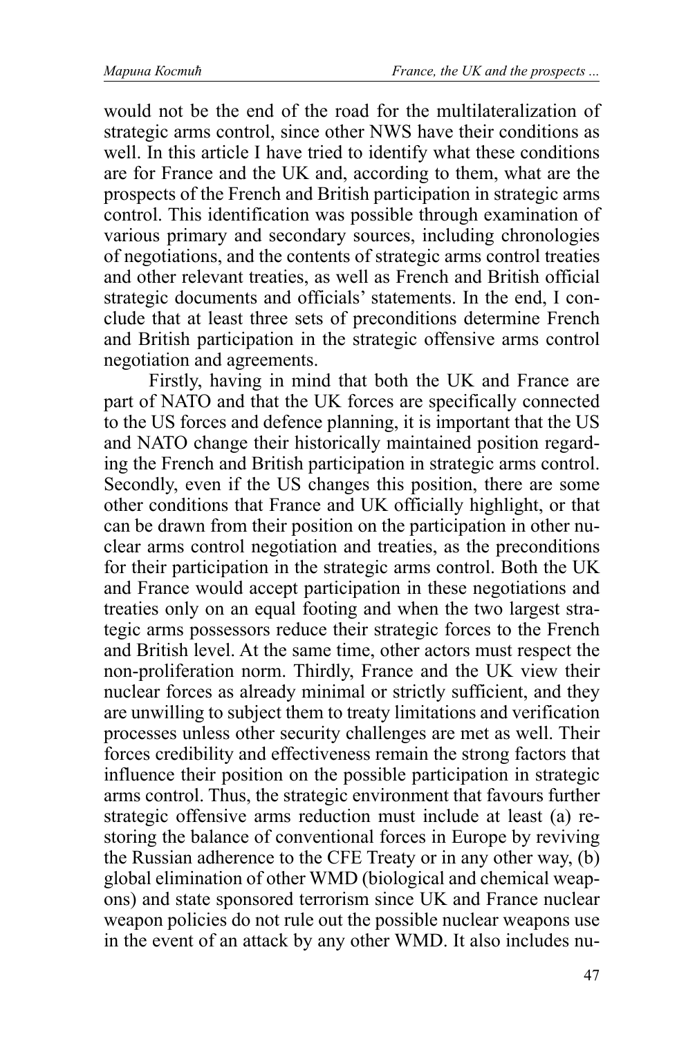would not be the end of the road for the multilateralization of strategic arms control, since other NWS have their conditions as well. In this article I have tried to identify what these conditions are for France and the UK and, according to them, what are the prospects of the French and British participation in strategic arms control. This identification was possible through examination of various primary and secondary sources, including chronologies of negotiations, and the contents of strategic arms control treaties and other relevant treaties, as well as French and British official strategic documents and officials' statements. In the end, I conclude that at least three sets of preconditions determine French and British participation in the strategic offensive arms control negotiation and agreements.

Firstly, having in mind that both the UK and France are part of NATO and that the UK forces are specifically connected to the US forces and defence planning, it is important that the US and NATO change their historically maintained position regarding the French and British participation in strategic arms control. Secondly, even if the US changes this position, there are some other conditions that France and UK officially highlight, or that can be drawn from their position on the participation in other nuclear arms control negotiation and treaties, as the preconditions for their participation in the strategic arms control. Both the UK and France would accept participation in these negotiations and treaties only on an equal footing and when the two largest strategic arms possessors reduce their strategic forces to the French and British level. At the same time, other actors must respect the non-proliferation norm. Thirdly, France and the UK view their nuclear forces as already minimal or strictly sufficient, and they are unwilling to subject them to treaty limitations and verification processes unless other security challenges are met as well. Their forces credibility and effectiveness remain the strong factors that influence their position on the possible participation in strategic arms control. Thus, the strategic environment that favours further strategic offensive arms reduction must include at least (a) restoring the balance of conventional forces in Europe by reviving the Russian adherence to the CFE Treaty or in any other way, (b) global elimination of other WMD (biological and chemical weapons) and state sponsored terrorism since UK and France nuclear weapon policies do not rule out the possible nuclear weapons use in the event of an attack by any other WMD. It also includes nu-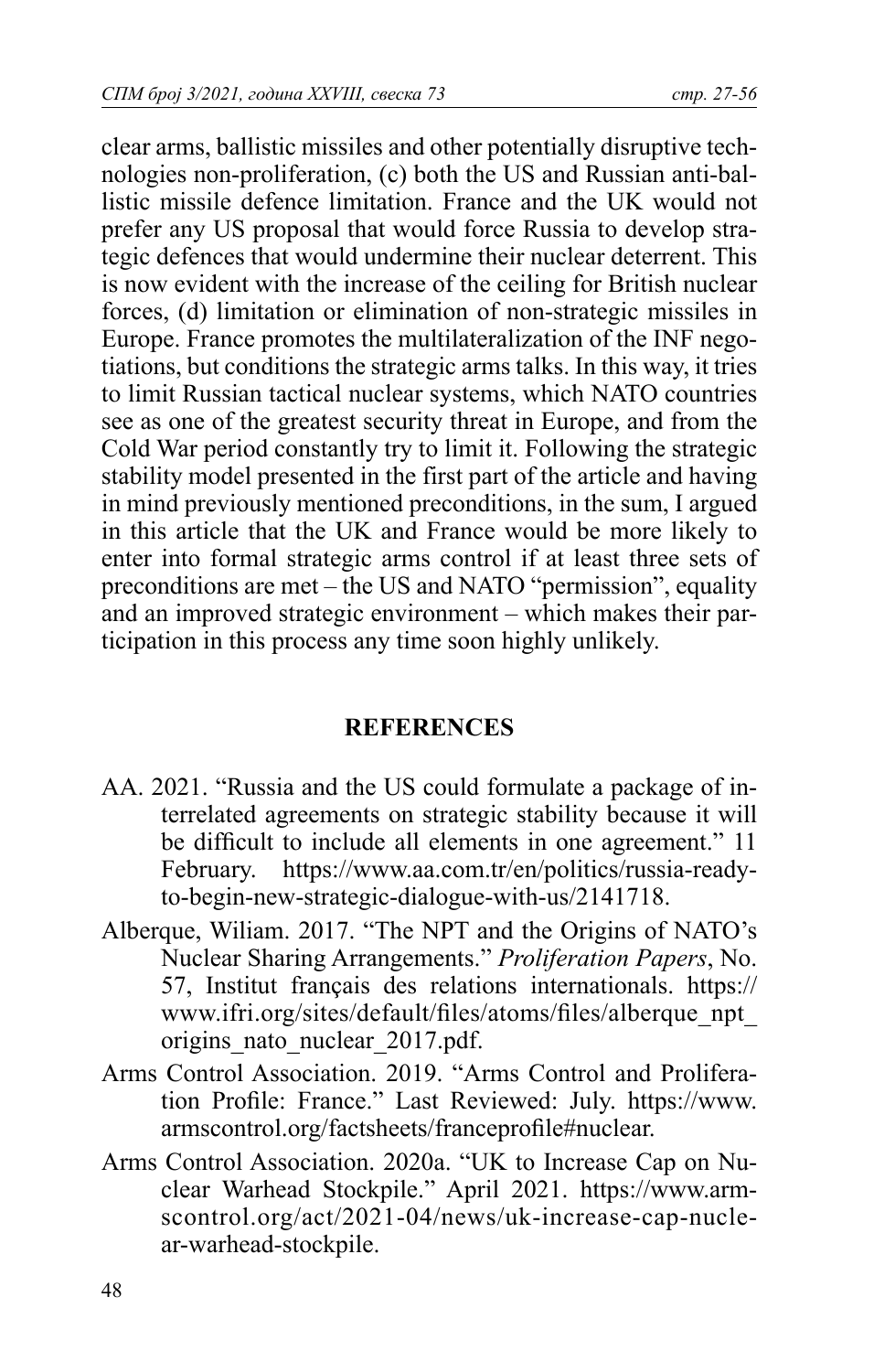clear arms, ballistic missiles and other potentially disruptive technologies non-proliferation, (c) both the US and Russian anti-ballistic missile defence limitation. France and the UK would not prefer any US proposal that would force Russia to develop strategic defences that would undermine their nuclear deterrent. This is now evident with the increase of the ceiling for British nuclear forces, (d) limitation or elimination of non-strategic missiles in Europe. France promotes the multilateralization of the INF negotiations, but conditions the strategic arms talks. In this way, it tries to limit Russian tactical nuclear systems, which NATO countries see as one of the greatest security threat in Europe, and from the Cold War period constantly try to limit it. Following the strategic stability model presented in the first part of the article and having in mind previously mentioned preconditions, in the sum, I argued in this article that the UK and France would be more likely to enter into formal strategic arms control if at least three sets of preconditions are met – the US and NATO "permission", equality and an improved strategic environment – which makes their participation in this process any time soon highly unlikely.

## REFERENCES

AA. 2021. "Russia and the US could formulate a package of interrelated agreements on strategic stability because it will be difficult to include all elements in one agreement." 11 February. https://www.aa.com.tr/en/politics/russia-ready-to-begin-new-strategic-dialogue-with-us/2141718.

Alberque, Wiliam. 2017. "The NPT and the Origins of NATO's Nuclear Sharing Arrangements." *Proliferation Papers*, No. 57, Institut français des relations internationals. https://www.ifri.org/sites/default/files/atoms/files/alberque_npt_origins_nato_nuclear_2017.pdf.

Arms Control Association. 2019. "Arms Control and Proliferation Profile: France." Last Reviewed: July. https://www.armscontrol.org/factsheets/franceprofile#nuclear.

Arms Control Association. 2020a. "UK to Increase Cap on Nuclear Warhead Stockpile." April 2021. https://www.armscontrol.org/act/2021-04/news/uk-increase-cap-nuclear-warhead-stockpile.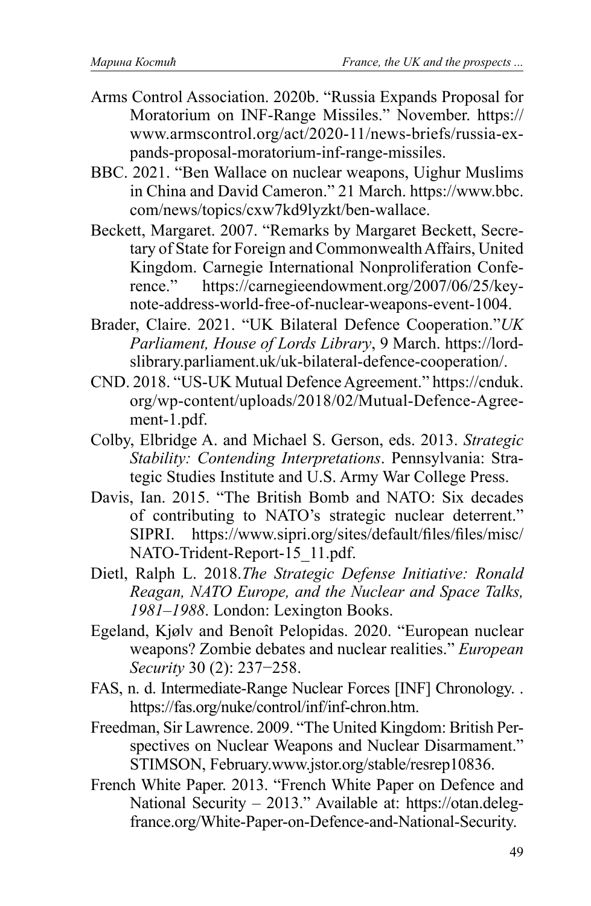Arms Control Association. 2020b. “Russia Expands Proposal for Moratorium on INF-Range Missiles.” November. https://www.armscontrol.org/act/2020-11/news-briefs/russia-expands-proposal-moratorium-inf-range-missiles.

BBC. 2021. “Ben Wallace on nuclear weapons, Uighur Muslims in China and David Cameron.” 21 March. https://www.bbc.com/news/topics/cxw7kd9lyzkt/ben-wallace.

Beckett, Margaret. 2007. “Remarks by Margaret Beckett, Secretary of State for Foreign and Commonwealth Affairs, United Kingdom. Carnegie International Nonproliferation Conference.” https://carnegieendowment.org/2007/06/25/keynote-address-world-free-of-nuclear-weapons-event-1004.

Brader, Claire. 2021. “UK Bilateral Defence Cooperation.”*UK Parliament, House of Lords Library*, 9 March. https://lordslibrary.parliament.uk/uk-bilateral-defence-cooperation/.

CND. 2018. “US-UK Mutual Defence Agreement.” https://cnduk.org/wp-content/uploads/2018/02/Mutual-Defence-Agreement-1.pdf.

Colby, Elbridge A. and Michael S. Gerson, eds. 2013. *Strategic Stability: Contending Interpretations*. Pennsylvania: Strategic Studies Institute and U.S. Army War College Press.

Davis, Ian. 2015. “The British Bomb and NATO: Six decades of contributing to NATO’s strategic nuclear deterrent.” SIPRI. https://www.sipri.org/sites/default/files/files/misc/NATO-Trident-Report-15_11.pdf.

Dietl, Ralph L. 2018.*The Strategic Defense Initiative: Ronald Reagan, NATO Europe, and the Nuclear and Space Talks, 1981–1988*. London: Lexington Books.

Egeland, Kjølv and Benoît Pelopidas. 2020. “European nuclear weapons? Zombie debates and nuclear realities.” *European Security* 30 (2): 237−258.

FAS, n. d. Intermediate-Range Nuclear Forces [INF] Chronology. . https://fas.org/nuke/control/inf/inf-chron.htm.

Freedman, Sir Lawrence. 2009. “The United Kingdom: British Perspectives on Nuclear Weapons and Nuclear Disarmament.” STIMSON, February.www.jstor.org/stable/resrep10836.

French White Paper. 2013. “French White Paper on Defence and National Security – 2013.” Available at: https://otan.delegfrance.org/White-Paper-on-Defence-and-National-Security.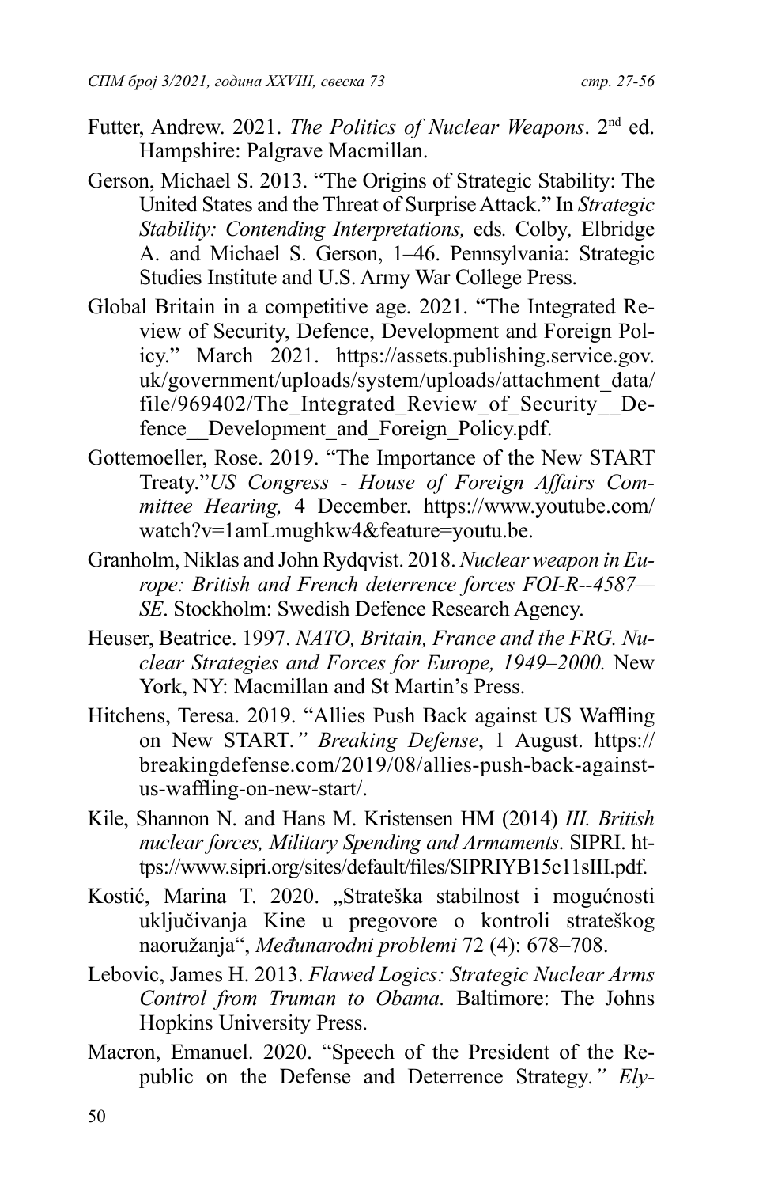Futter, Andrew. 2021. *The Politics of Nuclear Weapons*. 2nd ed. Hampshire: Palgrave Macmillan.

Gerson, Michael S. 2013. "The Origins of Strategic Stability: The United States and the Threat of Surprise Attack." In *Strategic Stability: Contending Interpretations,* eds*.* Colby*,* Elbridge A. and Michael S. Gerson, 1–46. Pennsylvania: Strategic Studies Institute and U.S. Army War College Press.

Global Britain in a competitive age. 2021. "The Integrated Review of Security, Defence, Development and Foreign Policy." March 2021. https://assets.publishing.service.gov.uk/government/uploads/system/uploads/attachment_data/file/969402/The_Integrated_Review_of_Security__Defence__Development_and_Foreign_Policy.pdf.

Gottemoeller, Rose. 2019. "The Importance of the New START Treaty."*US Congress - House of Foreign Affairs Committee Hearing,* 4 December. https://www.youtube.com/watch?v=1amLmughkw4&feature=youtu.be.

Granholm, Niklas and John Rydqvist. 2018. *Nuclear weapon in Europe: British and French deterrence forces FOI-R--4587—SE*. Stockholm: Swedish Defence Research Agency.

Heuser, Beatrice. 1997. *NATO, Britain, France and the FRG. Nuclear Strategies and Forces for Europe, 1949–2000.* New York, NY: Macmillan and St Martin's Press.

Hitchens, Teresa. 2019. "Allies Push Back against US Waffling on New START.*" Breaking Defense*, 1 August. https://breakingdefense.com/2019/08/allies-push-back-against-us-waffling-on-new-start/.

Kile, Shannon N. and Hans M. Kristensen HM (2014) *III. British nuclear forces, Military Spending and Armaments*. SIPRI. https://www.sipri.org/sites/default/files/SIPRIYB15c11sIII.pdf.

Kostić, Marina T. 2020. „Strateška stabilnost i mogućnosti uključivanja Kine u pregovore o kontroli strateškog naoružanja", *Međunarodni problemi* 72 (4): 678–708.

Lebovic, James H. 2013. *Flawed Logics: Strategic Nuclear Arms Control from Truman to Obama.* Baltimore: The Johns Hopkins University Press.

Macron, Emanuel. 2020. "Speech of the President of the Republic on the Defense and Deterrence Strategy.*" Ely-*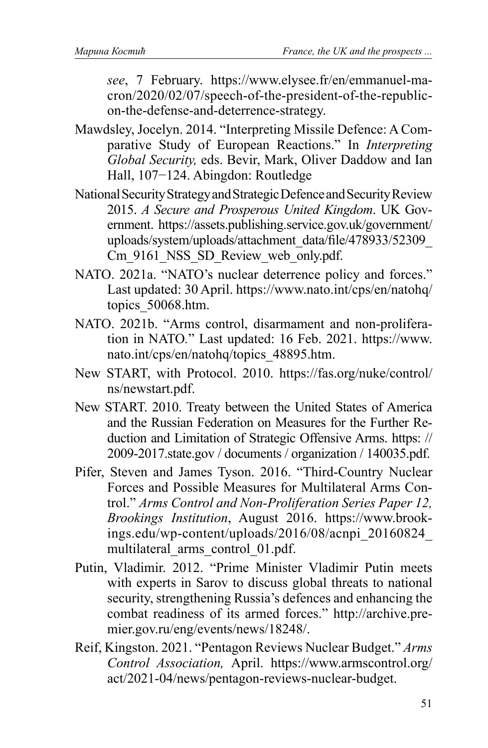*see*, 7 February. https://www.elysee.fr/en/emmanuel-macron/2020/02/07/speech-of-the-president-of-the-republic-on-the-defense-and-deterrence-strategy.

Mawdsley, Jocelyn. 2014. "Interpreting Missile Defence: A Comparative Study of European Reactions." In *Interpreting Global Security,* eds. Bevir, Mark, Oliver Daddow and Ian Hall, 107−124. Abingdon: Routledge

National Security Strategy and Strategic Defence and Security Review 2015. *A Secure and Prosperous United Kingdom*. UK Government. https://assets.publishing.service.gov.uk/government/uploads/system/uploads/attachment_data/file/478933/52309_Cm_9161_NSS_SD_Review_web_only.pdf.

NATO. 2021a. "NATO's nuclear deterrence policy and forces." Last updated: 30 April. https://www.nato.int/cps/en/natohq/topics_50068.htm.

NATO. 2021b. "Arms control, disarmament and non-proliferation in NATO." Last updated: 16 Feb. 2021. https://www.nato.int/cps/en/natohq/topics_48895.htm.

New START, with Protocol. 2010. https://fas.org/nuke/control/ns/newstart.pdf.

New START. 2010. Treaty between the United States of America and the Russian Federation on Measures for the Further Reduction and Limitation of Strategic Offensive Arms. https: // 2009-2017.state.gov / documents / organization / 140035.pdf.

Pifer, Steven and James Tyson. 2016. "Third-Country Nuclear Forces and Possible Measures for Multilateral Arms Control." *Arms Control and Non-Proliferation Series Paper 12, Brookings Institution*, August 2016. https://www.brookings.edu/wp-content/uploads/2016/08/acnpi_20160824_multilateral_arms_control_01.pdf.

Putin, Vladimir. 2012. "Prime Minister Vladimir Putin meets with experts in Sarov to discuss global threats to national security, strengthening Russia's defences and enhancing the combat readiness of its armed forces." http://archive.premier.gov.ru/eng/events/news/18248/.

Reif, Kingston. 2021. "Pentagon Reviews Nuclear Budget." *Arms Control Association,* April. https://www.armscontrol.org/act/2021-04/news/pentagon-reviews-nuclear-budget.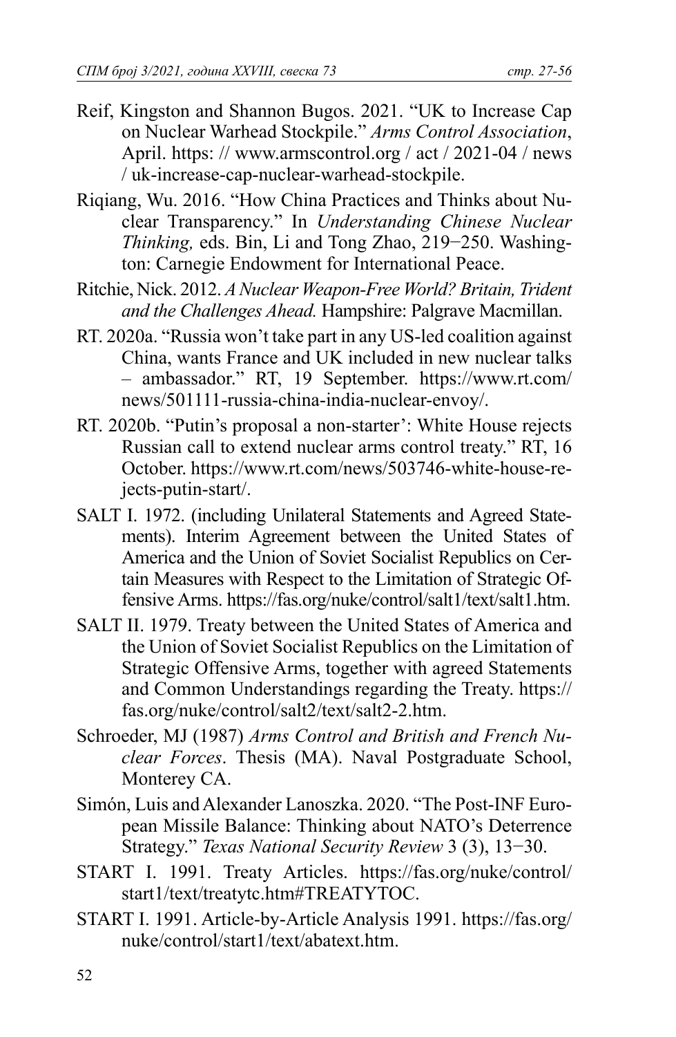Reif, Kingston and Shannon Bugos. 2021. "UK to Increase Cap on Nuclear Warhead Stockpile." *Arms Control Association*, April. https: // www.armscontrol.org / act / 2021-04 / news / uk-increase-cap-nuclear-warhead-stockpile.

Riqiang, Wu. 2016. "How China Practices and Thinks about Nuclear Transparency." In *Understanding Chinese Nuclear Thinking,* eds. Bin, Li and Tong Zhao, 219−250. Washington: Carnegie Endowment for International Peace.

Ritchie, Nick. 2012. *A Nuclear Weapon-Free World? Britain, Trident and the Challenges Ahead.* Hampshire: Palgrave Macmillan.

RT. 2020a. "Russia won't take part in any US-led coalition against China, wants France and UK included in new nuclear talks – ambassador." RT, 19 September. https://www.rt.com/news/501111-russia-china-india-nuclear-envoy/.

RT. 2020b. "Putin's proposal a non-starter': White House rejects Russian call to extend nuclear arms control treaty." RT, 16 October. https://www.rt.com/news/503746-white-house-rejects-putin-start/.

SALT I. 1972. (including Unilateral Statements and Agreed Statements). Interim Agreement between the United States of America and the Union of Soviet Socialist Republics on Certain Measures with Respect to the Limitation of Strategic Offensive Arms. https://fas.org/nuke/control/salt1/text/salt1.htm.

SALT II. 1979. Treaty between the United States of America and the Union of Soviet Socialist Republics on the Limitation of Strategic Offensive Arms, together with agreed Statements and Common Understandings regarding the Treaty. https://fas.org/nuke/control/salt2/text/salt2-2.htm.

Schroeder, MJ (1987) *Arms Control and British and French Nuclear Forces*. Thesis (MA). Naval Postgraduate School, Monterey CA.

Simón, Luis and Alexander Lanoszka. 2020. "The Post-INF European Missile Balance: Thinking about NATO's Deterrence Strategy." *Texas National Security Review* 3 (3), 13−30.

START I. 1991. Treaty Articles. https://fas.org/nuke/control/start1/text/treatytc.htm#TREATYTOC.

START I. 1991. Article-by-Article Analysis 1991. https://fas.org/nuke/control/start1/text/abatext.htm.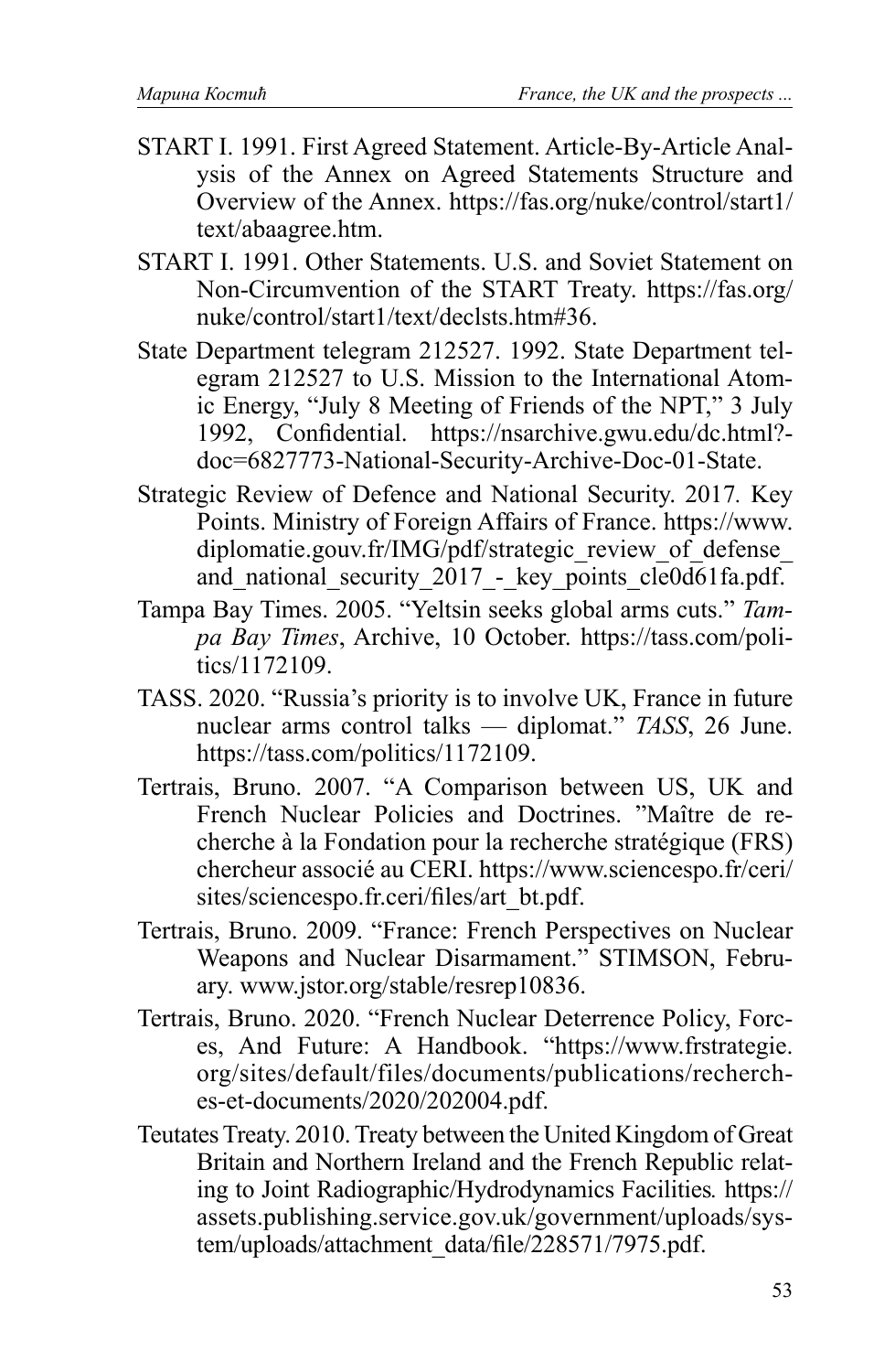START I. 1991. First Agreed Statement. Article-By-Article Analysis of the Annex on Agreed Statements Structure and Overview of the Annex. https://fas.org/nuke/control/start1/text/abaagree.htm.

START I. 1991. Other Statements. U.S. and Soviet Statement on Non-Circumvention of the START Treaty. https://fas.org/nuke/control/start1/text/declsts.htm#36.

State Department telegram 212527. 1992. State Department telegram 212527 to U.S. Mission to the International Atomic Energy, "July 8 Meeting of Friends of the NPT," 3 July 1992, Confidential. https://nsarchive.gwu.edu/dc.html?doc=6827773-National-Security-Archive-Doc-01-State.

Strategic Review of Defence and National Security. 2017*.* Key Points. Ministry of Foreign Affairs of France. https://www.diplomatie.gouv.fr/IMG/pdf/strategic_review_of_defense_and_national_security_2017_-_key_points_cle0d61fa.pdf.

Tampa Bay Times. 2005. "Yeltsin seeks global arms cuts." *Tampa Bay Times*, Archive, 10 October. https://tass.com/politics/1172109.

TASS. 2020. "Russia's priority is to involve UK, France in future nuclear arms control talks — diplomat." *TASS*, 26 June. https://tass.com/politics/1172109.

Tertrais, Bruno. 2007. "A Comparison between US, UK and French Nuclear Policies and Doctrines. "Maître de recherche à la Fondation pour la recherche stratégique (FRS) chercheur associé au CERI. https://www.sciencespo.fr/ceri/sites/sciencespo.fr.ceri/files/art_bt.pdf.

Tertrais, Bruno. 2009. "France: French Perspectives on Nuclear Weapons and Nuclear Disarmament." STIMSON, February. www.jstor.org/stable/resrep10836.

Tertrais, Bruno. 2020. "French Nuclear Deterrence Policy, Forces, And Future: A Handbook. "https://www.frstrategie.org/sites/default/files/documents/publications/recherches-et-documents/2020/202004.pdf.

Teutates Treaty. 2010. Treaty between the United Kingdom of Great Britain and Northern Ireland and the French Republic relating to Joint Radiographic/Hydrodynamics Facilities*.* https://assets.publishing.service.gov.uk/government/uploads/system/uploads/attachment_data/file/228571/7975.pdf.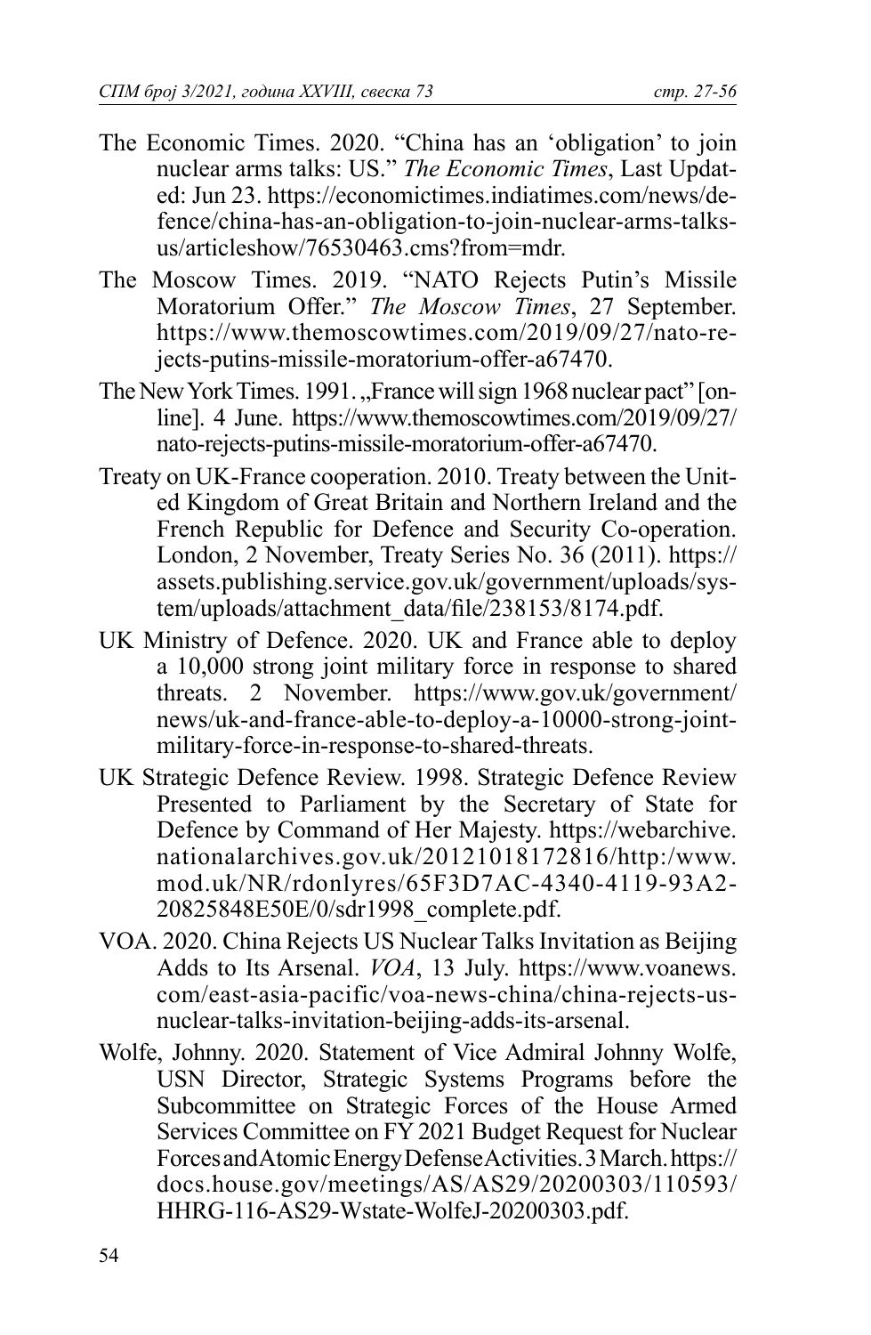The Economic Times. 2020. "China has an 'obligation' to join nuclear arms talks: US." *The Economic Times*, Last Updated: Jun 23. https://economictimes.indiatimes.com/news/defence/china-has-an-obligation-to-join-nuclear-arms-talks-us/articleshow/76530463.cms?from=mdr.

The Moscow Times. 2019. "NATO Rejects Putin's Missile Moratorium Offer." *The Moscow Times*, 27 September. https://www.themoscowtimes.com/2019/09/27/nato-rejects-putins-missile-moratorium-offer-a67470.

The New York Times. 1991. „France will sign 1968 nuclear pact" [online]. 4 June. https://www.themoscowtimes.com/2019/09/27/nato-rejects-putins-missile-moratorium-offer-a67470.

Treaty on UK-France cooperation. 2010. Treaty between the United Kingdom of Great Britain and Northern Ireland and the French Republic for Defence and Security Co-operation. London, 2 November, Treaty Series No. 36 (2011). https://assets.publishing.service.gov.uk/government/uploads/system/uploads/attachment_data/file/238153/8174.pdf.

UK Ministry of Defence. 2020. UK and France able to deploy a 10,000 strong joint military force in response to shared threats. 2 November. https://www.gov.uk/government/news/uk-and-france-able-to-deploy-a-10000-strong-joint-military-force-in-response-to-shared-threats.

UK Strategic Defence Review. 1998. Strategic Defence Review Presented to Parliament by the Secretary of State for Defence by Command of Her Majesty. https://webarchive.nationalarchives.gov.uk/20121018172816/http:/www.mod.uk/NR/rdonlyres/65F3D7AC-4340-4119-93A2-20825848E50E/0/sdr1998_complete.pdf.

VOA. 2020. China Rejects US Nuclear Talks Invitation as Beijing Adds to Its Arsenal. *VOA*, 13 July. https://www.voanews.com/east-asia-pacific/voa-news-china/china-rejects-us-nuclear-talks-invitation-beijing-adds-its-arsenal.

Wolfe, Johnny. 2020. Statement of Vice Admiral Johnny Wolfe, USN Director, Strategic Systems Programs before the Subcommittee on Strategic Forces of the House Armed Services Committee on FY 2021 Budget Request for Nuclear Forces and Atomic Energy Defense Activities. 3 March. https://docs.house.gov/meetings/AS/AS29/20200303/110593/HHRG-116-AS29-Wstate-WolfeJ-20200303.pdf.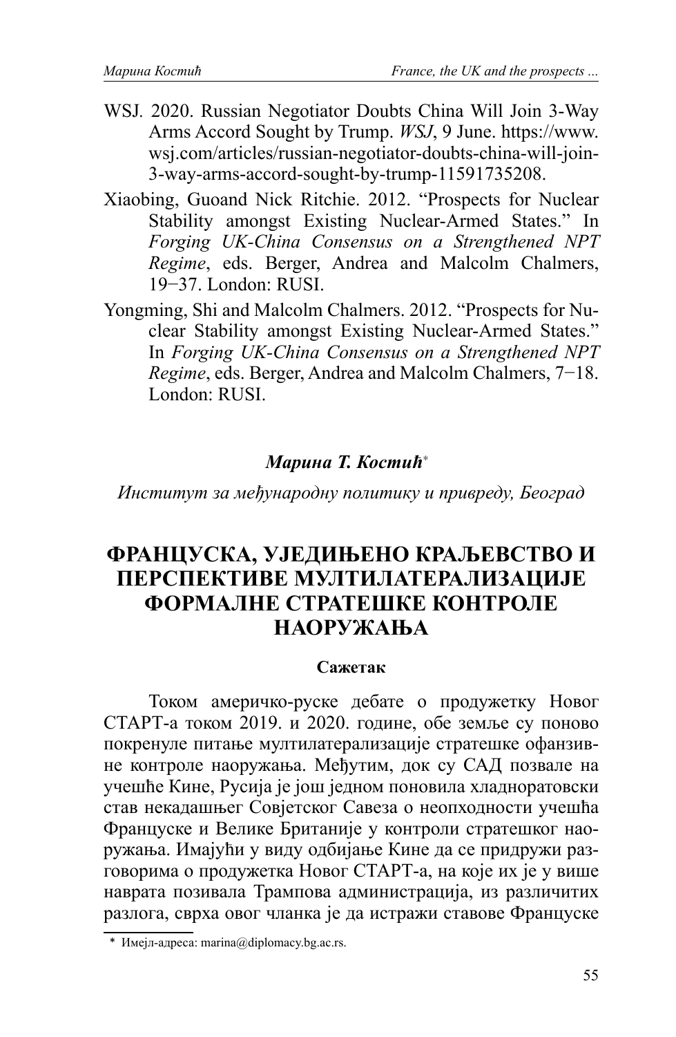WSJ. 2020. Russian Negotiator Doubts China Will Join 3-Way Arms Accord Sought by Trump. *WSJ*, 9 June. https://www.wsj.com/articles/russian-negotiator-doubts-china-will-join-3-way-arms-accord-sought-by-trump-11591735208.

Xiaobing, Guoand Nick Ritchie. 2012. "Prospects for Nuclear Stability amongst Existing Nuclear-Armed States." In *Forging UK-China Consensus on a Strengthened NPT Regime*, eds. Berger, Andrea and Malcolm Chalmers, 19−37. London: RUSI.

Yongming, Shi and Malcolm Chalmers. 2012. "Prospects for Nuclear Stability amongst Existing Nuclear-Armed States." In *Forging UK-China Consensus on a Strengthened NPT Regime*, eds. Berger, Andrea and Malcolm Chalmers, 7−18. London: RUSI.

***Марина Т. Костић****

*Институт за међународну политику и привреду, Београд*

# ФРАНЦУСКА, УЈЕДИЊЕНО КРАЉЕВСТВО И ПЕРСПЕКТИВЕ МУЛТИЛАТЕРАЛИЗАЦИЈЕ ФОРМАЛНЕ СТРАТЕШКЕ КОНТРОЛЕ НАОРУЖАЊА

**Сажетак**

Током америчко-руске дебате о продужетку Новог СТАРТ-а током 2019. и 2020. године, обе земље су поново покренуле питање мултилатерализације стратешке офанзивне контроле наоружања. Међутим, док су САД позвале на учешће Кине, Русија је још једном поновила хладноратовски став некадашњег Совјетског Савеза о неопходности учешћа Француске и Велике Британије у контроли стратешког наоружања. Имајући у виду одбијање Кине да се придружи разговорима о продужетка Новог СТАРТ-а, на које их је у више наврата позивала Трампова администрација, из различитих разлога, сврха овог чланка је да истражи ставове Француске

\* Имејл-адреса: marina@diplomacy.bg.ac.rs.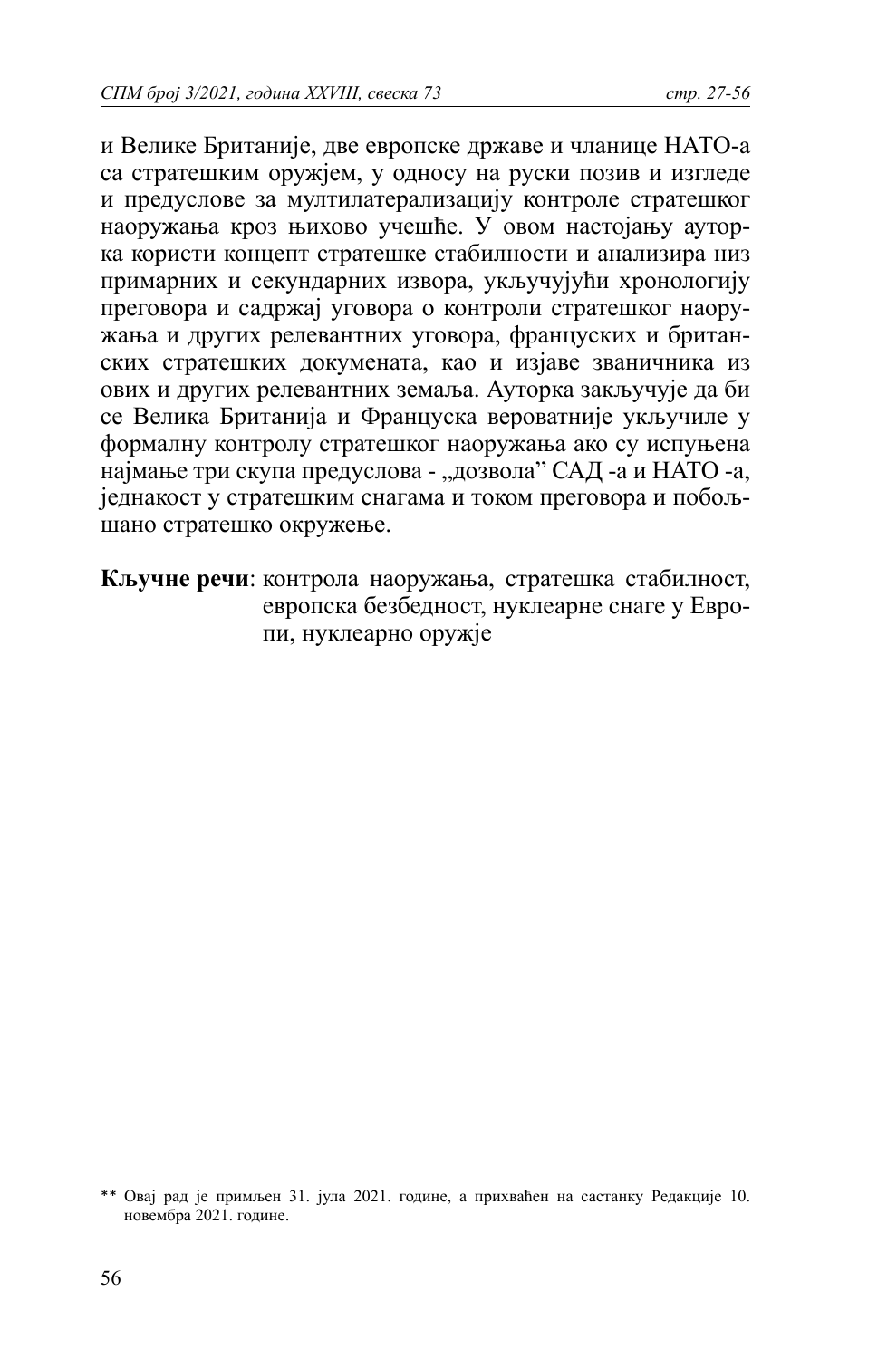и Велике Британије, две европске државе и чланице НАТО-а са стратешким оружјем, у односу на руски позив и изгледе и предуслове за мултилатерализацију контроле стратешког наоружања кроз њихово учешће. У овом настојању ауторка користи концепт стратешке стабилности и анализира низ примарних и секундарних извора, укључујући хронологију преговора и садржај уговора о контроли стратешког наоружања и других релевантних уговора, француских и британских стратешких докумената, као и изјаве званичника из ових и других релевантних земаља. Ауторка закључује да би се Велика Британија и Француска вероватније укључиле у формалну контролу стратешког наоружања ако су испуњена најмање три скупа предуслова - „дозвола" САД -а и НАТО -а, једнакост у стратешким снагама и током преговора и побољшано стратешко окружење.

**Кључне речи**: контрола наоружања, стратешка стабилност, европска безбедност, нуклеарне снаге у Европи, нуклеарно оружје

** Овај рад је примљен 31. јула 2021. године, а прихваћен на састанку Редакције 10. новембра 2021. године.